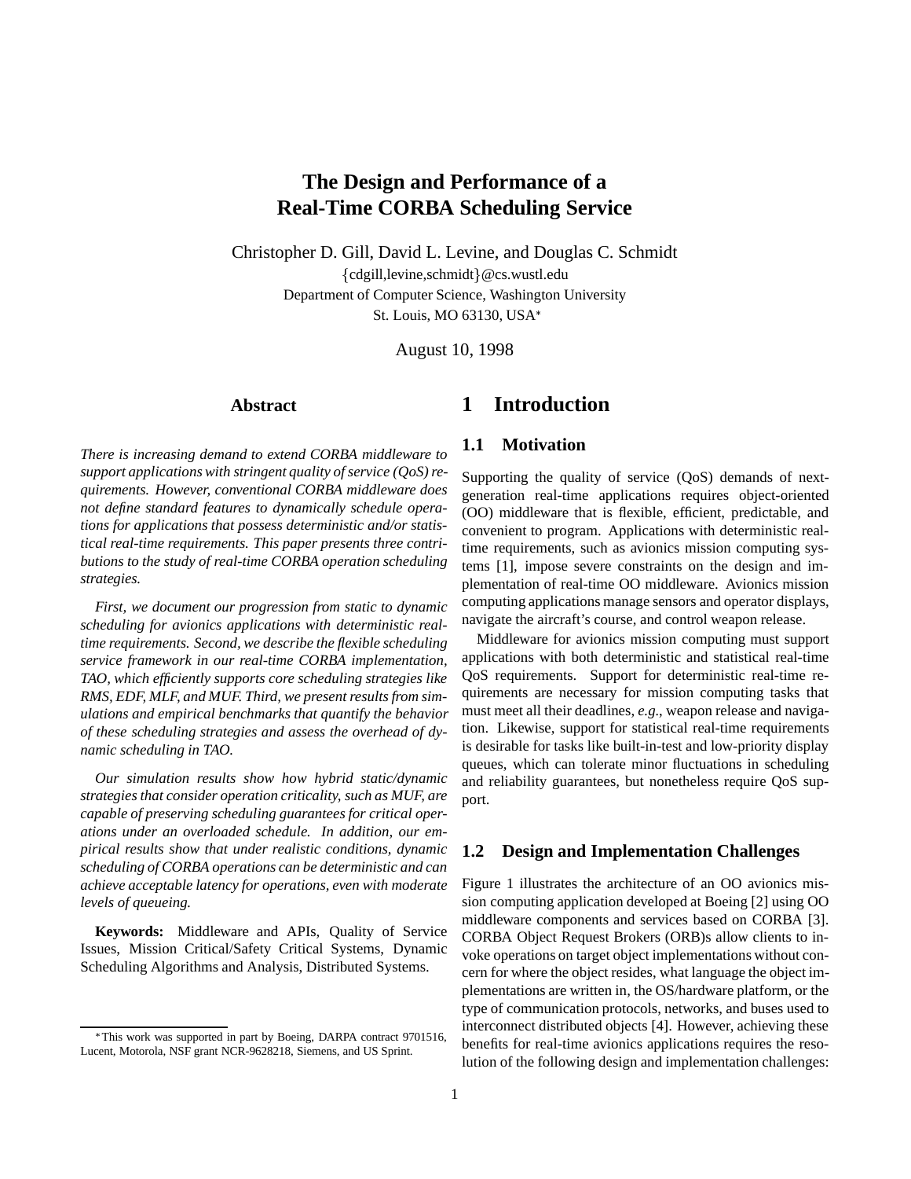# The Design and Performance of a Real-Time CORBA Scheduling Service

Christopher D. Gill, David L. Levine, and Douglas C. Schmidt

{cdgill,levine,schmidt}@cs.wustl.edu

Department of Computer Science, Washington University

St. Louis, MO 63130, USA*

August 10, 1998

## Abstract

*There is increasing demand to extend CORBA middleware to support applications with stringent quality of service (QoS) requirements. However, conventional CORBA middleware does not define standard features to dynamically schedule operations for applications that possess deterministic and/or statistical real-time requirements. This paper presents three contributions to the study of real-time CORBA operation scheduling strategies.*

*First, we document our progression from static to dynamic scheduling for avionics applications with deterministic real-time requirements. Second, we describe the flexible scheduling service framework in our real-time CORBA implementation, TAO, which efficiently supports core scheduling strategies like RMS, EDF, MLF, and MUF. Third, we present results from simulations and empirical benchmarks that quantify the behavior of these scheduling strategies and assess the overhead of dynamic scheduling in TAO.*

*Our simulation results show how hybrid static/dynamic strategies that consider operation criticality, such as MUF, are capable of preserving scheduling guarantees for critical operations under an overloaded schedule. In addition, our empirical results show that under realistic conditions, dynamic scheduling of CORBA operations can be deterministic and can achieve acceptable latency for operations, even with moderate levels of queueing.*

**Keywords:** Middleware and APIs, Quality of Service Issues, Mission Critical/Safety Critical Systems, Dynamic Scheduling Algorithms and Analysis, Distributed Systems.

*This work was supported in part by Boeing, DARPA contract 9701516, Lucent, Motorola, NSF grant NCR-9628218, Siemens, and US Sprint.

# 1 Introduction

## 1.1 Motivation

Supporting the quality of service (QoS) demands of next-generation real-time applications requires object-oriented (OO) middleware that is flexible, efficient, predictable, and convenient to program. Applications with deterministic real-time requirements, such as avionics mission computing systems [1], impose severe constraints on the design and implementation of real-time OO middleware. Avionics mission computing applications manage sensors and operator displays, navigate the aircraft's course, and control weapon release.

Middleware for avionics mission computing must support applications with both deterministic and statistical real-time QoS requirements. Support for deterministic real-time requirements are necessary for mission computing tasks that must meet all their deadlines, *e.g.*, weapon release and navigation. Likewise, support for statistical real-time requirements is desirable for tasks like built-in-test and low-priority display queues, which can tolerate minor fluctuations in scheduling and reliability guarantees, but nonetheless require QoS support.

## 1.2 Design and Implementation Challenges

Figure 1 illustrates the architecture of an OO avionics mission computing application developed at Boeing [2] using OO middleware components and services based on CORBA [3]. CORBA Object Request Brokers (ORB)s allow clients to invoke operations on target object implementations without concern for where the object resides, what language the object implementations are written in, the OS/hardware platform, or the type of communication protocols, networks, and buses used to interconnect distributed objects [4]. However, achieving these benefits for real-time avionics applications requires the resolution of the following design and implementation challenges: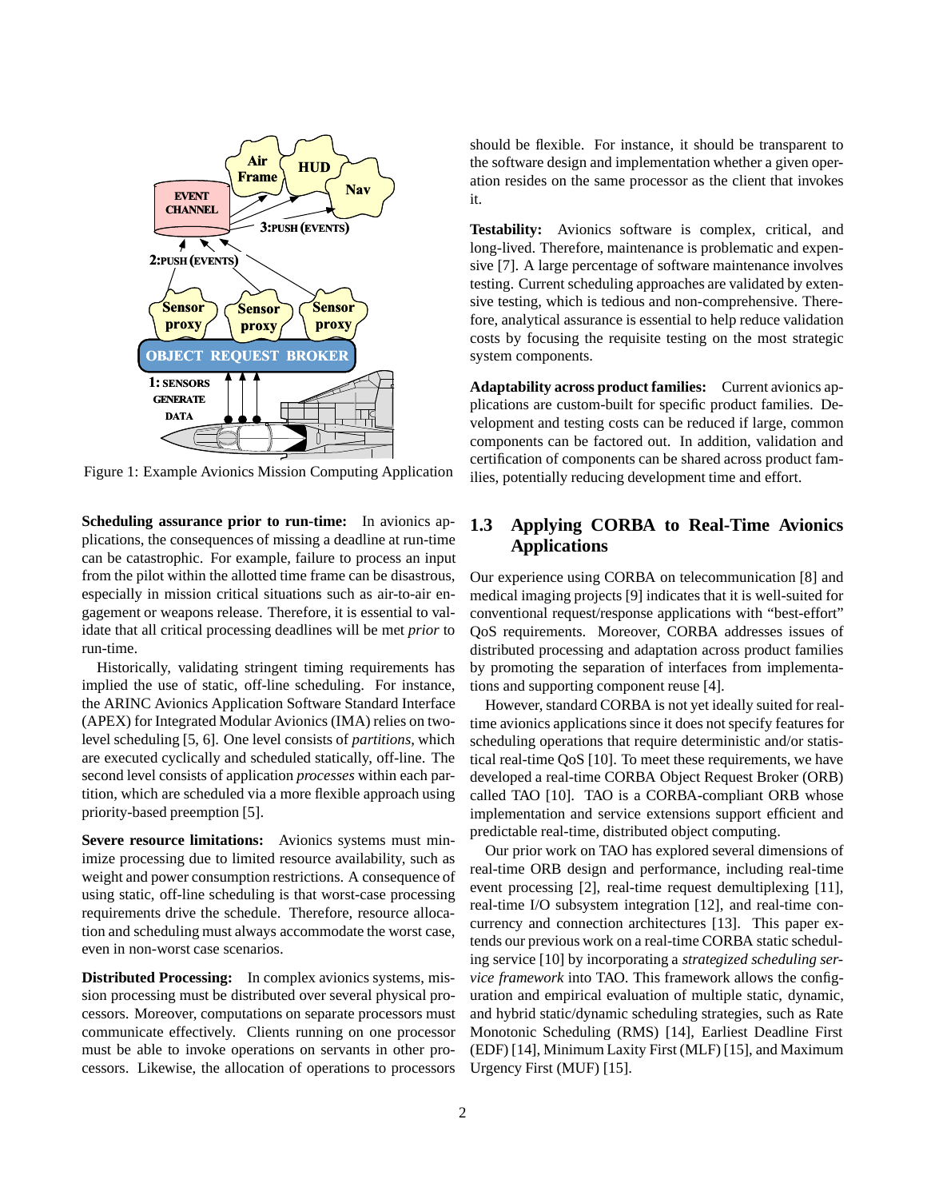Figure 1: Example Avionics Mission Computing Application

**Scheduling assurance prior to run-time:** In avionics applications, the consequences of missing a deadline at run-time can be catastrophic. For example, failure to process an input from the pilot within the allotted time frame can be disastrous, especially in mission critical situations such as air-to-air engagement or weapons release. Therefore, it is essential to validate that all critical processing deadlines will be met *prior* to run-time.

Historically, validating stringent timing requirements has implied the use of static, off-line scheduling. For instance, the ARINC Avionics Application Software Standard Interface (APEX) for Integrated Modular Avionics (IMA) relies on two-level scheduling [5, 6]. One level consists of *partitions*, which are executed cyclically and scheduled statically, off-line. The second level consists of application *processes* within each partition, which are scheduled via a more flexible approach using priority-based preemption [5].

**Severe resource limitations:** Avionics systems must minimize processing due to limited resource availability, such as weight and power consumption restrictions. A consequence of using static, off-line scheduling is that worst-case processing requirements drive the schedule. Therefore, resource allocation and scheduling must always accommodate the worst case, even in non-worst case scenarios.

**Distributed Processing:** In complex avionics systems, mission processing must be distributed over several physical processors. Moreover, computations on separate processors must communicate effectively. Clients running on one processor must be able to invoke operations on servants in other processors. Likewise, the allocation of operations to processors should be flexible. For instance, it should be transparent to the software design and implementation whether a given operation resides on the same processor as the client that invokes it.

**Testability:** Avionics software is complex, critical, and long-lived. Therefore, maintenance is problematic and expensive [7]. A large percentage of software maintenance involves testing. Current scheduling approaches are validated by extensive testing, which is tedious and non-comprehensive. Therefore, analytical assurance is essential to help reduce validation costs by focusing the requisite testing on the most strategic system components.

**Adaptability across product families:** Current avionics applications are custom-built for specific product families. Development and testing costs can be reduced if large, common components can be factored out. In addition, validation and certification of components can be shared across product families, potentially reducing development time and effort.

## 1.3 Applying CORBA to Real-Time Avionics Applications

Our experience using CORBA on telecommunication [8] and medical imaging projects [9] indicates that it is well-suited for conventional request/response applications with "best-effort" QoS requirements. Moreover, CORBA addresses issues of distributed processing and adaptation across product families by promoting the separation of interfaces from implementations and supporting component reuse [4].

However, standard CORBA is not yet ideally suited for real-time avionics applications since it does not specify features for scheduling operations that require deterministic and/or statistical real-time QoS [10]. To meet these requirements, we have developed a real-time CORBA Object Request Broker (ORB) called TAO [10]. TAO is a CORBA-compliant ORB whose implementation and service extensions support efficient and predictable real-time, distributed object computing.

Our prior work on TAO has explored several dimensions of real-time ORB design and performance, including real-time event processing [2], real-time request demultiplexing [11], real-time I/O subsystem integration [12], and real-time concurrency and connection architectures [13]. This paper extends our previous work on a real-time CORBA static scheduling service [10] by incorporating a *strategized scheduling service framework* into TAO. This framework allows the configuration and empirical evaluation of multiple static, dynamic, and hybrid static/dynamic scheduling strategies, such as Rate Monotonic Scheduling (RMS) [14], Earliest Deadline First (EDF) [14], Minimum Laxity First (MLF) [15], and Maximum Urgency First (MUF) [15].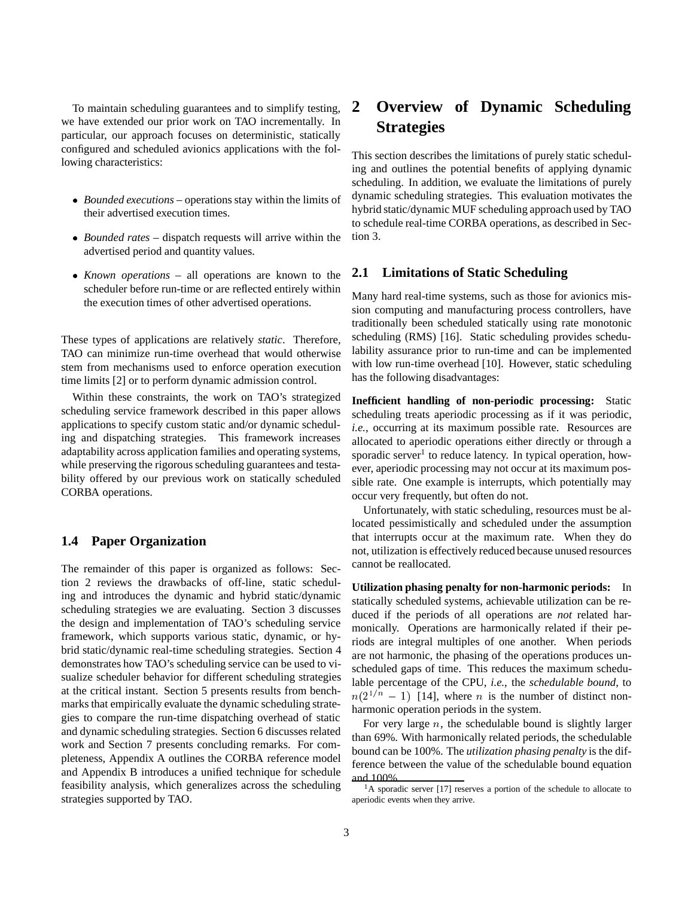To maintain scheduling guarantees and to simplify testing, we have extended our prior work on TAO incrementally. In particular, our approach focuses on deterministic, statically configured and scheduled avionics applications with the following characteristics:

- *Bounded executions* – operations stay within the limits of their advertised execution times.
- *Bounded rates* – dispatch requests will arrive within the advertised period and quantity values.
- *Known operations* – all operations are known to the scheduler before run-time or are reflected entirely within the execution times of other advertised operations.

These types of applications are relatively *static*. Therefore, TAO can minimize run-time overhead that would otherwise stem from mechanisms used to enforce operation execution time limits [2] or to perform dynamic admission control.

Within these constraints, the work on TAO's strategized scheduling service framework described in this paper allows applications to specify custom static and/or dynamic scheduling and dispatching strategies. This framework increases adaptability across application families and operating systems, while preserving the rigorous scheduling guarantees and testability offered by our previous work on statically scheduled CORBA operations.

### 1.4 Paper Organization

The remainder of this paper is organized as follows: Section 2 reviews the drawbacks of off-line, static scheduling and introduces the dynamic and hybrid static/dynamic scheduling strategies we are evaluating. Section 3 discusses the design and implementation of TAO's scheduling service framework, which supports various static, dynamic, or hybrid static/dynamic real-time scheduling strategies. Section 4 demonstrates how TAO's scheduling service can be used to visualize scheduler behavior for different scheduling strategies at the critical instant. Section 5 presents results from benchmarks that empirically evaluate the dynamic scheduling strategies to compare the run-time dispatching overhead of static and dynamic scheduling strategies. Section 6 discusses related work and Section 7 presents concluding remarks. For completeness, Appendix A outlines the CORBA reference model and Appendix B introduces a unified technique for schedule feasibility analysis, which generalizes across the scheduling strategies supported by TAO.

## 2 Overview of Dynamic Scheduling Strategies

This section describes the limitations of purely static scheduling and outlines the potential benefits of applying dynamic scheduling. In addition, we evaluate the limitations of purely dynamic scheduling strategies. This evaluation motivates the hybrid static/dynamic MUF scheduling approach used by TAO to schedule real-time CORBA operations, as described in Section 3.

### 2.1 Limitations of Static Scheduling

Many hard real-time systems, such as those for avionics mission computing and manufacturing process controllers, have traditionally been scheduled statically using rate monotonic scheduling (RMS) [16]. Static scheduling provides schedulability assurance prior to run-time and can be implemented with low run-time overhead [10]. However, static scheduling has the following disadvantages:

**Inefficient handling of non-periodic processing:** Static scheduling treats aperiodic processing as if it was periodic, *i.e.*, occurring at its maximum possible rate. Resources are allocated to aperiodic operations either directly or through a sporadic server[1] to reduce latency. In typical operation, however, aperiodic processing may not occur at its maximum possible rate. One example is interrupts, which potentially may occur very frequently, but often do not.

Unfortunately, with static scheduling, resources must be allocated pessimistically and scheduled under the assumption that interrupts occur at the maximum rate. When they do not, utilization is effectively reduced because unused resources cannot be reallocated.

**Utilization phasing penalty for non-harmonic periods:** In statically scheduled systems, achievable utilization can be reduced if the periods of all operations are *not* related harmonically. Operations are harmonically related if their periods are integral multiples of one another. When periods are not harmonic, the phasing of the operations produces unscheduled gaps of time. This reduces the maximum schedulable percentage of the CPU, *i.e.*, the *schedulable bound*, to $n(2^{1/n} - 1)$ [14], where $n$ is the number of distinct non-harmonic operation periods in the system.

For very large $n$, the schedulable bound is slightly larger than 69%. With harmonically related periods, the schedulable bound can be 100%. The *utilization phasing penalty* is the difference between the value of the schedulable bound equation and 100%.

[1] A sporadic server [17] reserves a portion of the schedule to allocate to aperiodic events when they arrive.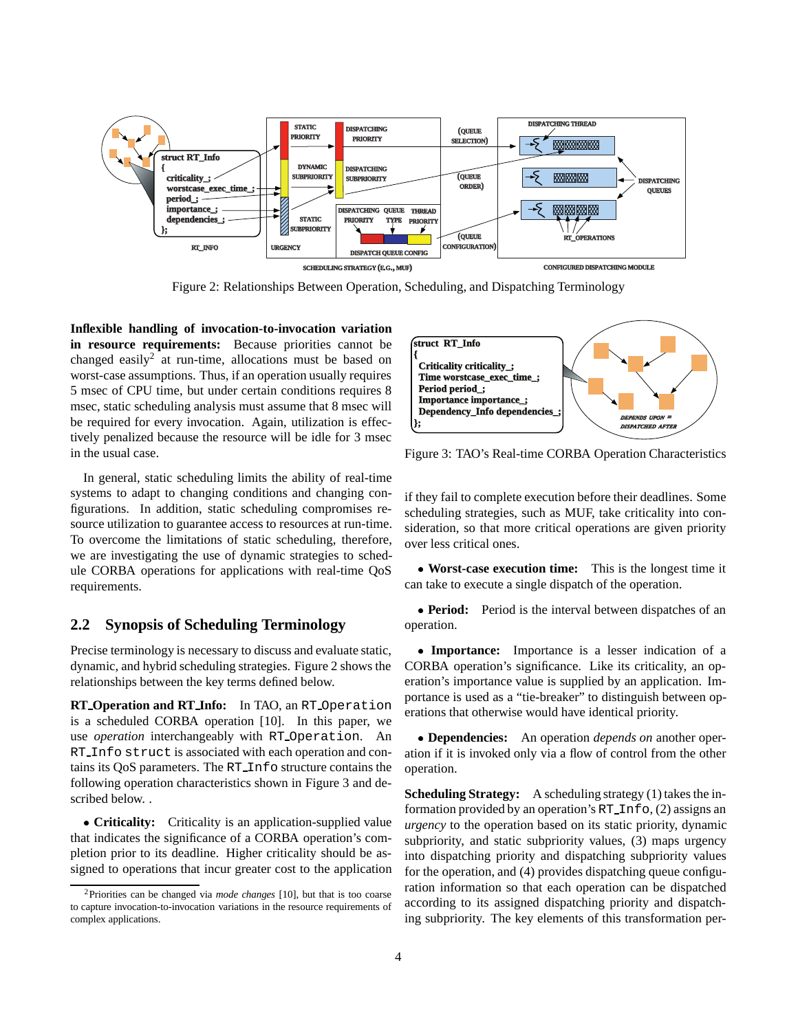Figure 2: Relationships Between Operation, Scheduling, and Dispatching Terminology

**Inflexible handling of invocation-to-invocation variation in resource requirements:** Because priorities cannot be changed easily[2] at run-time, allocations must be based on worst-case assumptions. Thus, if an operation usually requires 5 msec of CPU time, but under certain conditions requires 8 msec, static scheduling analysis must assume that 8 msec will be required for every invocation. Again, utilization is effectively penalized because the resource will be idle for 3 msec in the usual case.

In general, static scheduling limits the ability of real-time systems to adapt to changing conditions and changing configurations. In addition, static scheduling compromises resource utilization to guarantee access to resources at run-time. To overcome the limitations of static scheduling, therefore, we are investigating the use of dynamic strategies to schedule CORBA operations for applications with real-time QoS requirements.

## 2.2 Synopsis of Scheduling Terminology

Precise terminology is necessary to discuss and evaluate static, dynamic, and hybrid scheduling strategies. Figure 2 shows the relationships between the key terms defined below.

**RT_Operation and RT_Info:** In TAO, an `RT_Operation` is a scheduled CORBA operation [10]. In this paper, we use *operation* interchangeably with `RT_Operation`. An `RT_Info struct` is associated with each operation and contains its QoS parameters. The `RT_Info` structure contains the following operation characteristics shown in Figure 3 and described below. .

- **Criticality:** Criticality is an application-supplied value that indicates the significance of a CORBA operation's completion prior to its deadline. Higher criticality should be assigned to operations that incur greater cost to the application if they fail to complete execution before their deadlines. Some scheduling strategies, such as MUF, take criticality into consideration, so that more critical operations are given priority over less critical ones.

- **Worst-case execution time:** This is the longest time it can take to execute a single dispatch of the operation.

- **Period:** Period is the interval between dispatches of an operation.

- **Importance:** Importance is a lesser indication of a CORBA operation's significance. Like its criticality, an operation's importance value is supplied by an application. Importance is used as a "tie-breaker" to distinguish between operations that otherwise would have identical priority.

- **Dependencies:** An operation *depends on* another operation if it is invoked only via a flow of control from the other operation.

Figure 3: TAO's Real-time CORBA Operation Characteristics

**Scheduling Strategy:** A scheduling strategy (1) takes the information provided by an operation's `RT_Info`, (2) assigns an *urgency* to the operation based on its static priority, dynamic subpriority, and static subpriority values, (3) maps urgency into dispatching priority and dispatching subpriority values for the operation, and (4) provides dispatching queue configuration information so that each operation can be dispatched according to its assigned dispatching priority and dispatching subpriority. The key elements of this transformation per-

[2] Priorities can be changed via *mode changes* [10], but that is too coarse to capture invocation-to-invocation variations in the resource requirements of complex applications.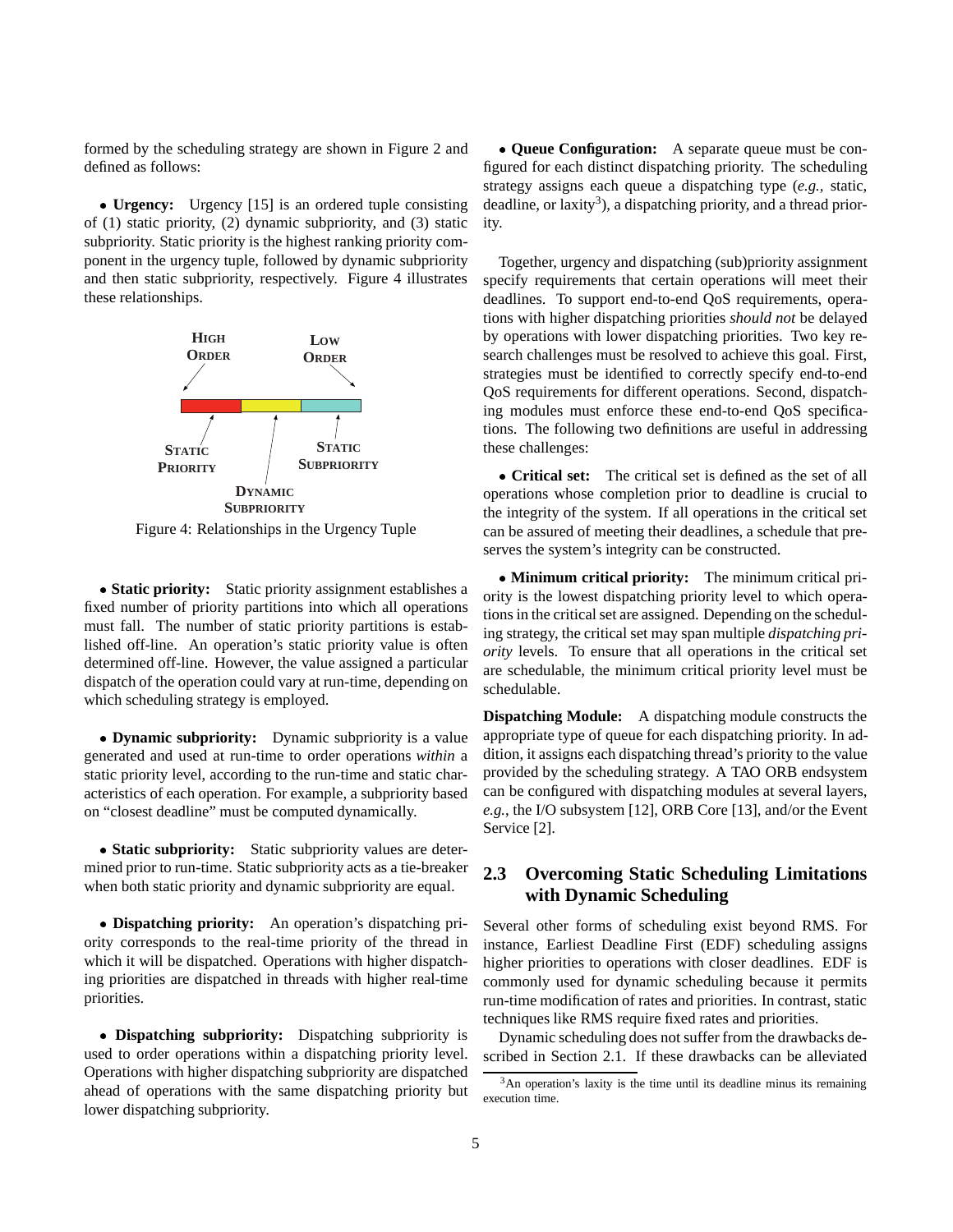formed by the scheduling strategy are shown in Figure 2 and defined as follows:

- **Urgency:** Urgency [15] is an ordered tuple consisting of (1) static priority, (2) dynamic subpriority, and (3) static subpriority. Static priority is the highest ranking priority component in the urgency tuple, followed by dynamic subpriority and then static subpriority, respectively. Figure 4 illustrates these relationships.

Figure 4: Relationships in the Urgency Tuple

- **Static priority:** Static priority assignment establishes a fixed number of priority partitions into which all operations must fall. The number of static priority partitions is established off-line. An operation's static priority value is often determined off-line. However, the value assigned a particular dispatch of the operation could vary at run-time, depending on which scheduling strategy is employed.

- **Dynamic subpriority:** Dynamic subpriority is a value generated and used at run-time to order operations *within* a static priority level, according to the run-time and static characteristics of each operation. For example, a subpriority based on "closest deadline" must be computed dynamically.

- **Static subpriority:** Static subpriority values are determined prior to run-time. Static subpriority acts as a tie-breaker when both static priority and dynamic subpriority are equal.

- **Dispatching priority:** An operation's dispatching priority corresponds to the real-time priority of the thread in which it will be dispatched. Operations with higher dispatching priorities are dispatched in threads with higher real-time priorities.

- **Dispatching subpriority:** Dispatching subpriority is used to order operations within a dispatching priority level. Operations with higher dispatching subpriority are dispatched ahead of operations with the same dispatching priority but lower dispatching subpriority.

- **Queue Configuration:** A separate queue must be configured for each distinct dispatching priority. The scheduling strategy assigns each queue a dispatching type (*e.g.*, static, deadline, or laxity[3]), a dispatching priority, and a thread priority.

Together, urgency and dispatching (sub)priority assignment specify requirements that certain operations will meet their deadlines. To support end-to-end QoS requirements, operations with higher dispatching priorities *should not* be delayed by operations with lower dispatching priorities. Two key research challenges must be resolved to achieve this goal. First, strategies must be identified to correctly specify end-to-end QoS requirements for different operations. Second, dispatching modules must enforce these end-to-end QoS specifications. The following two definitions are useful in addressing these challenges:

- **Critical set:** The critical set is defined as the set of all operations whose completion prior to deadline is crucial to the integrity of the system. If all operations in the critical set can be assured of meeting their deadlines, a schedule that preserves the system's integrity can be constructed.

- **Minimum critical priority:** The minimum critical priority is the lowest dispatching priority level to which operations in the critical set are assigned. Depending on the scheduling strategy, the critical set may span multiple *dispatching priority* levels. To ensure that all operations in the critical set are schedulable, the minimum critical priority level must be schedulable.

**Dispatching Module:** A dispatching module constructs the appropriate type of queue for each dispatching priority. In addition, it assigns each dispatching thread's priority to the value provided by the scheduling strategy. A TAO ORB endsystem can be configured with dispatching modules at several layers, *e.g.*, the I/O subsystem [12], ORB Core [13], and/or the Event Service [2].

### 2.3 Overcoming Static Scheduling Limitations with Dynamic Scheduling

Several other forms of scheduling exist beyond RMS. For instance, Earliest Deadline First (EDF) scheduling assigns higher priorities to operations with closer deadlines. EDF is commonly used for dynamic scheduling because it permits run-time modification of rates and priorities. In contrast, static techniques like RMS require fixed rates and priorities.

Dynamic scheduling does not suffer from the drawbacks described in Section 2.1. If these drawbacks can be alleviated

[3] An operation's laxity is the time until its deadline minus its remaining execution time.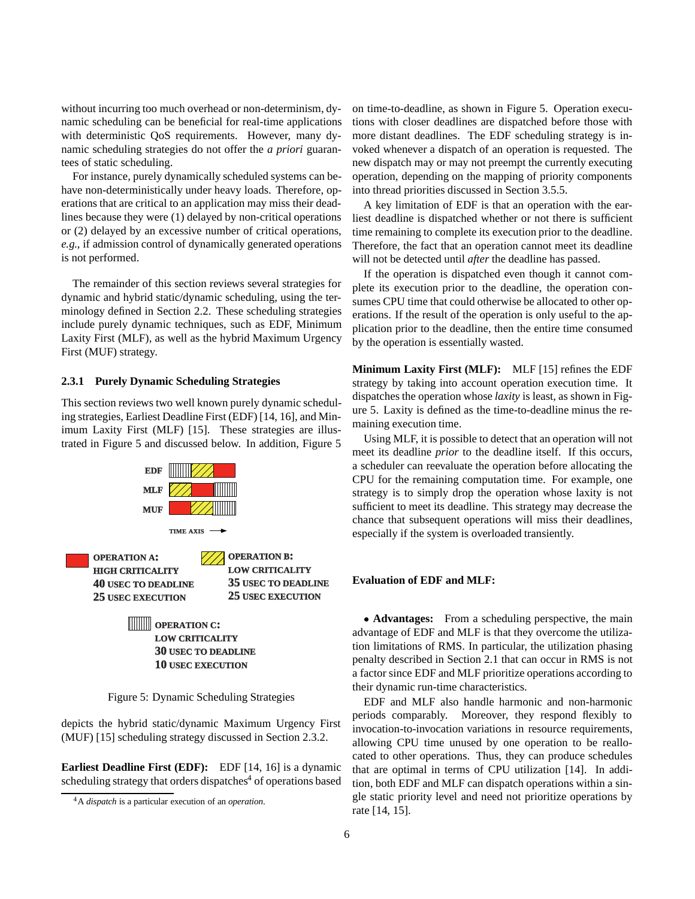without incurring too much overhead or non-determinism, dynamic scheduling can be beneficial for real-time applications with deterministic QoS requirements. However, many dynamic scheduling strategies do not offer the *a priori* guarantees of static scheduling.

For instance, purely dynamically scheduled systems can behave non-deterministically under heavy loads. Therefore, operations that are critical to an application may miss their deadlines because they were (1) delayed by non-critical operations or (2) delayed by an excessive number of critical operations, *e.g.*, if admission control of dynamically generated operations is not performed.

The remainder of this section reviews several strategies for dynamic and hybrid static/dynamic scheduling, using the terminology defined in Section 2.2. These scheduling strategies include purely dynamic techniques, such as EDF, Minimum Laxity First (MLF), as well as the hybrid Maximum Urgency First (MUF) strategy.

### 2.3.1 Purely Dynamic Scheduling Strategies

This section reviews two well known purely dynamic scheduling strategies, Earliest Deadline First (EDF) [14, 16], and Minimum Laxity First (MLF) [15]. These strategies are illustrated in Figure 5 and discussed below. In addition, Figure 5 depicts the hybrid static/dynamic Maximum Urgency First (MUF) [15] scheduling strategy discussed in Section 2.3.2.

EDF

MLF

MUF

TIME AXIS

OPERATION A:
HIGH CRITICALITY
40 USEC TO DEADLINE
25 USEC EXECUTION

OPERATION B:
LOW CRITICALITY
35 USEC TO DEADLINE
25 USEC EXECUTION

OPERATION C:
LOW CRITICALITY
30 USEC TO DEADLINE
10 USEC EXECUTION

Figure 5: Dynamic Scheduling Strategies

**Earliest Deadline First (EDF):** EDF [14, 16] is a dynamic scheduling strategy that orders dispatches[4] of operations based on time-to-deadline, as shown in Figure 5. Operation executions with closer deadlines are dispatched before those with more distant deadlines. The EDF scheduling strategy is invoked whenever a dispatch of an operation is requested. The new dispatch may or may not preempt the currently executing operation, depending on the mapping of priority components into thread priorities discussed in Section 3.5.5.

[4] A *dispatch* is a particular execution of an *operation*.

A key limitation of EDF is that an operation with the earliest deadline is dispatched whether or not there is sufficient time remaining to complete its execution prior to the deadline. Therefore, the fact that an operation cannot meet its deadline will not be detected until *after* the deadline has passed.

If the operation is dispatched even though it cannot complete its execution prior to the deadline, the operation consumes CPU time that could otherwise be allocated to other operations. If the result of the operation is only useful to the application prior to the deadline, then the entire time consumed by the operation is essentially wasted.

**Minimum Laxity First (MLF):** MLF [15] refines the EDF strategy by taking into account operation execution time. It dispatches the operation whose *laxity* is least, as shown in Figure 5. Laxity is defined as the time-to-deadline minus the remaining execution time.

Using MLF, it is possible to detect that an operation will not meet its deadline *prior* to the deadline itself. If this occurs, a scheduler can reevaluate the operation before allocating the CPU for the remaining computation time. For example, one strategy is to simply drop the operation whose laxity is not sufficient to meet its deadline. This strategy may decrease the chance that subsequent operations will miss their deadlines, especially if the system is overloaded transiently.

**Evaluation of EDF and MLF:**

- **Advantages:** From a scheduling perspective, the main advantage of EDF and MLF is that they overcome the utilization limitations of RMS. In particular, the utilization phasing penalty described in Section 2.1 that can occur in RMS is not a factor since EDF and MLF prioritize operations according to their dynamic run-time characteristics.

  EDF and MLF also handle harmonic and non-harmonic periods comparably. Moreover, they respond flexibly to invocation-to-invocation variations in resource requirements, allowing CPU time unused by one operation to be reallocated to other operations. Thus, they can produce schedules that are optimal in terms of CPU utilization [14]. In addition, both EDF and MLF can dispatch operations within a single static priority level and need not prioritize operations by rate [14, 15].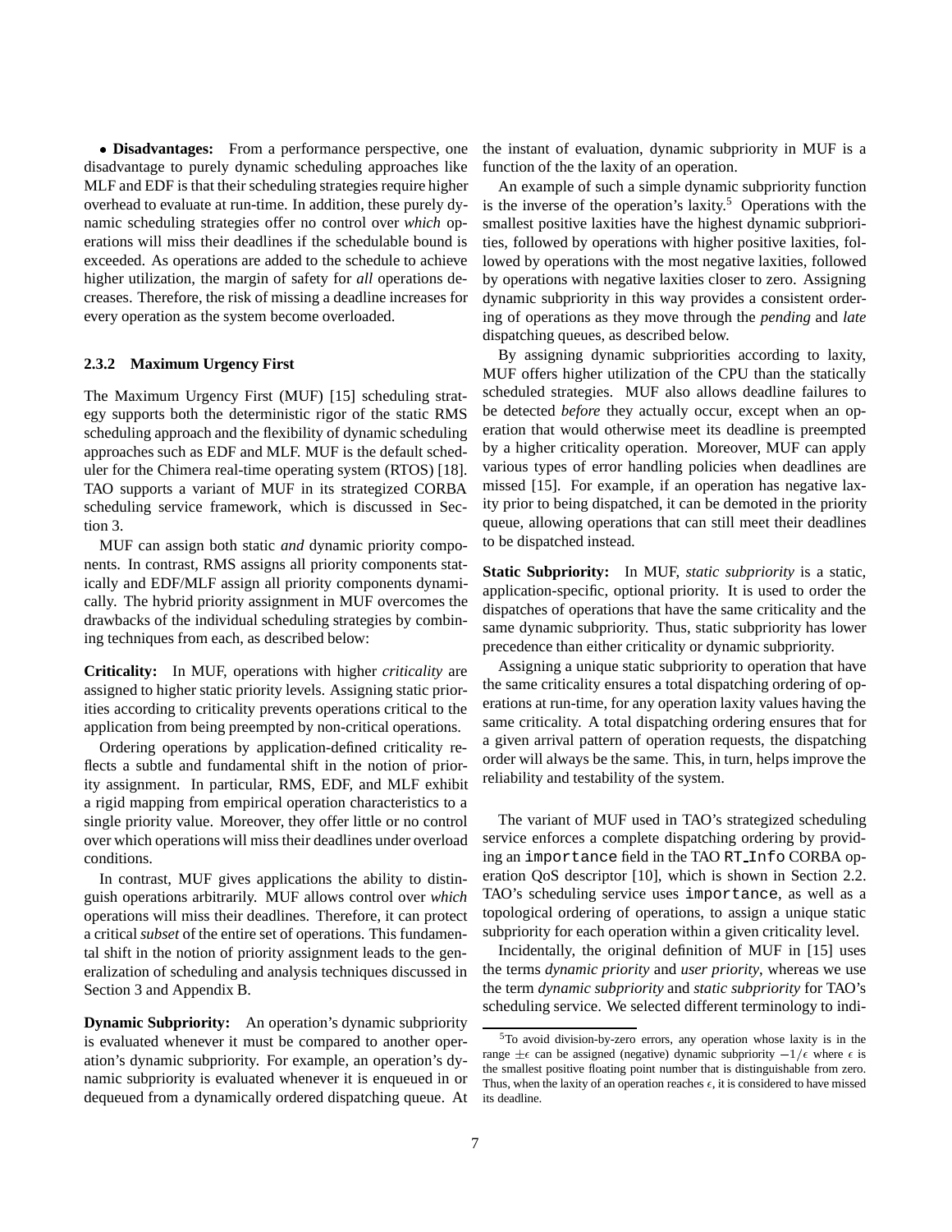• **Disadvantages:** From a performance perspective, one disadvantage to purely dynamic scheduling approaches like MLF and EDF is that their scheduling strategies require higher overhead to evaluate at run-time. In addition, these purely dynamic scheduling strategies offer no control over *which* operations will miss their deadlines if the schedulable bound is exceeded. As operations are added to the schedule to achieve higher utilization, the margin of safety for *all* operations decreases. Therefore, the risk of missing a deadline increases for every operation as the system become overloaded.

### 2.3.2 Maximum Urgency First

The Maximum Urgency First (MUF) [15] scheduling strategy supports both the deterministic rigor of the static RMS scheduling approach and the flexibility of dynamic scheduling approaches such as EDF and MLF. MUF is the default scheduler for the Chimera real-time operating system (RTOS) [18]. TAO supports a variant of MUF in its strategized CORBA scheduling service framework, which is discussed in Section 3.

MUF can assign both static *and* dynamic priority components. In contrast, RMS assigns all priority components statically and EDF/MLF assign all priority components dynamically. The hybrid priority assignment in MUF overcomes the drawbacks of the individual scheduling strategies by combining techniques from each, as described below:

**Criticality:** In MUF, operations with higher *criticality* are assigned to higher static priority levels. Assigning static priorities according to criticality prevents operations critical to the application from being preempted by non-critical operations.

Ordering operations by application-defined criticality reflects a subtle and fundamental shift in the notion of priority assignment. In particular, RMS, EDF, and MLF exhibit a rigid mapping from empirical operation characteristics to a single priority value. Moreover, they offer little or no control over which operations will miss their deadlines under overload conditions.

In contrast, MUF gives applications the ability to distinguish operations arbitrarily. MUF allows control over *which* operations will miss their deadlines. Therefore, it can protect a critical *subset* of the entire set of operations. This fundamental shift in the notion of priority assignment leads to the generalization of scheduling and analysis techniques discussed in Section 3 and Appendix B.

**Dynamic Subpriority:** An operation's dynamic subpriority is evaluated whenever it must be compared to another operation's dynamic subpriority. For example, an operation's dynamic subpriority is evaluated whenever it is enqueued in or dequeued from a dynamically ordered dispatching queue. At the instant of evaluation, dynamic subpriority in MUF is a function of the the laxity of an operation.

An example of such a simple dynamic subpriority function is the inverse of the operation's laxity.[5] Operations with the smallest positive laxities have the highest dynamic subpriorities, followed by operations with higher positive laxities, followed by operations with the most negative laxities, followed by operations with negative laxities closer to zero. Assigning dynamic subpriority in this way provides a consistent ordering of operations as they move through the *pending* and *late* dispatching queues, as described below.

By assigning dynamic subpriorities according to laxity, MUF offers higher utilization of the CPU than the statically scheduled strategies. MUF also allows deadline failures to be detected *before* they actually occur, except when an operation that would otherwise meet its deadline is preempted by a higher criticality operation. Moreover, MUF can apply various types of error handling policies when deadlines are missed [15]. For example, if an operation has negative laxity prior to being dispatched, it can be demoted in the priority queue, allowing operations that can still meet their deadlines to be dispatched instead.

**Static Subpriority:** In MUF, *static subpriority* is a static, application-specific, optional priority. It is used to order the dispatches of operations that have the same criticality and the same dynamic subpriority. Thus, static subpriority has lower precedence than either criticality or dynamic subpriority.

Assigning a unique static subpriority to operation that have the same criticality ensures a total dispatching ordering of operations at run-time, for any operation laxity values having the same criticality. A total dispatching ordering ensures that for a given arrival pattern of operation requests, the dispatching order will always be the same. This, in turn, helps improve the reliability and testability of the system.

The variant of MUF used in TAO's strategized scheduling service enforces a complete dispatching ordering by providing an `importance` field in the TAO `RT_Info` CORBA operation QoS descriptor [10], which is shown in Section 2.2. TAO's scheduling service uses `importance`, as well as a topological ordering of operations, to assign a unique static subpriority for each operation within a given criticality level.

Incidentally, the original definition of MUF in [15] uses the terms *dynamic priority* and *user priority*, whereas we use the term *dynamic subpriority* and *static subpriority* for TAO's scheduling service. We selected different terminology to indi-

[5] To avoid division-by-zero errors, any operation whose laxity is in the range $\pm\epsilon$ can be assigned (negative) dynamic subpriority $-1/\epsilon$ where $\epsilon$ is the smallest positive floating point number that is distinguishable from zero. Thus, when the laxity of an operation reaches $\epsilon$, it is considered to have missed its deadline.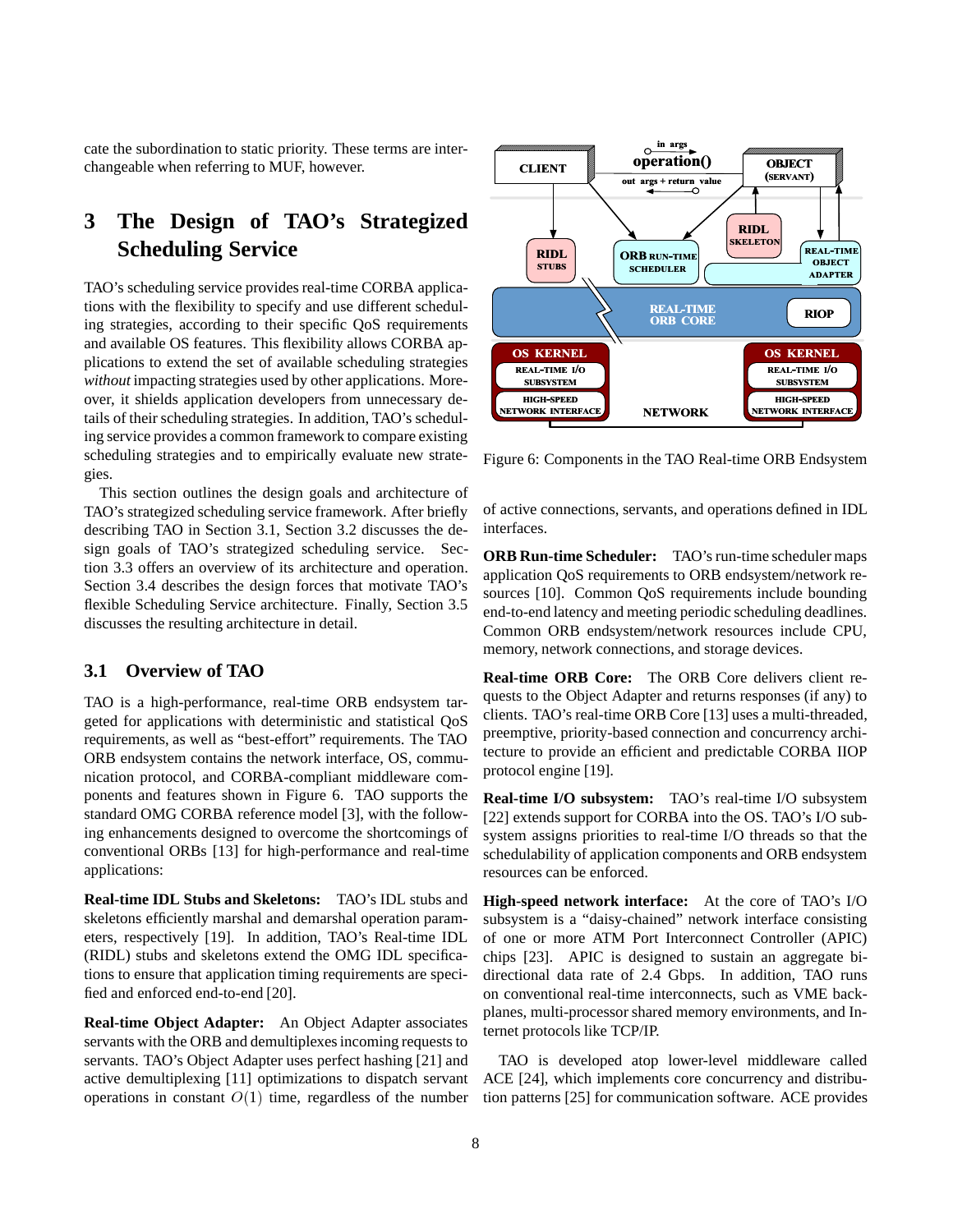cate the subordination to static priority. These terms are interchangeable when referring to MUF, however.

# 3 The Design of TAO's Strategized Scheduling Service

TAO's scheduling service provides real-time CORBA applications with the flexibility to specify and use different scheduling strategies, according to their specific QoS requirements and available OS features. This flexibility allows CORBA applications to extend the set of available scheduling strategies *without* impacting strategies used by other applications. Moreover, it shields application developers from unnecessary details of their scheduling strategies. In addition, TAO's scheduling service provides a common framework to compare existing scheduling strategies and to empirically evaluate new strategies.

This section outlines the design goals and architecture of TAO's strategized scheduling service framework. After briefly describing TAO in Section 3.1, Section 3.2 discusses the design goals of TAO's strategized scheduling service. Section 3.3 offers an overview of its architecture and operation. Section 3.4 describes the design forces that motivate TAO's flexible Scheduling Service architecture. Finally, Section 3.5 discusses the resulting architecture in detail.

## 3.1 Overview of TAO

TAO is a high-performance, real-time ORB endsystem targeted for applications with deterministic and statistical QoS requirements, as well as "best-effort" requirements. The TAO ORB endsystem contains the network interface, OS, communication protocol, and CORBA-compliant middleware components and features shown in Figure 6. TAO supports the standard OMG CORBA reference model [3], with the following enhancements designed to overcome the shortcomings of conventional ORBs [13] for high-performance and real-time applications:

**Real-time IDL Stubs and Skeletons:** TAO's IDL stubs and skeletons efficiently marshal and demarshal operation parameters, respectively [19]. In addition, TAO's Real-time IDL (RIDL) stubs and skeletons extend the OMG IDL specifications to ensure that application timing requirements are specified and enforced end-to-end [20].

**Real-time Object Adapter:** An Object Adapter associates servants with the ORB and demultiplexes incoming requests to servants. TAO's Object Adapter uses perfect hashing [21] and active demultiplexing [11] optimizations to dispatch servant operations in constant $O(1)$ time, regardless of the number of active connections, servants, and operations defined in IDL interfaces.

Figure 6: Components in the TAO Real-time ORB Endsystem

**ORB Run-time Scheduler:** TAO's run-time scheduler maps application QoS requirements to ORB endsystem/network resources [10]. Common QoS requirements include bounding end-to-end latency and meeting periodic scheduling deadlines. Common ORB endsystem/network resources include CPU, memory, network connections, and storage devices.

**Real-time ORB Core:** The ORB Core delivers client requests to the Object Adapter and returns responses (if any) to clients. TAO's real-time ORB Core [13] uses a multi-threaded, preemptive, priority-based connection and concurrency architecture to provide an efficient and predictable CORBA IIOP protocol engine [19].

**Real-time I/O subsystem:** TAO's real-time I/O subsystem [22] extends support for CORBA into the OS. TAO's I/O subsystem assigns priorities to real-time I/O threads so that the schedulability of application components and ORB endsystem resources can be enforced.

**High-speed network interface:** At the core of TAO's I/O subsystem is a "daisy-chained" network interface consisting of one or more ATM Port Interconnect Controller (APIC) chips [23]. APIC is designed to sustain an aggregate bi-directional data rate of 2.4 Gbps. In addition, TAO runs on conventional real-time interconnects, such as VME backplanes, multi-processor shared memory environments, and Internet protocols like TCP/IP.

TAO is developed atop lower-level middleware called ACE [24], which implements core concurrency and distribution patterns [25] for communication software. ACE provides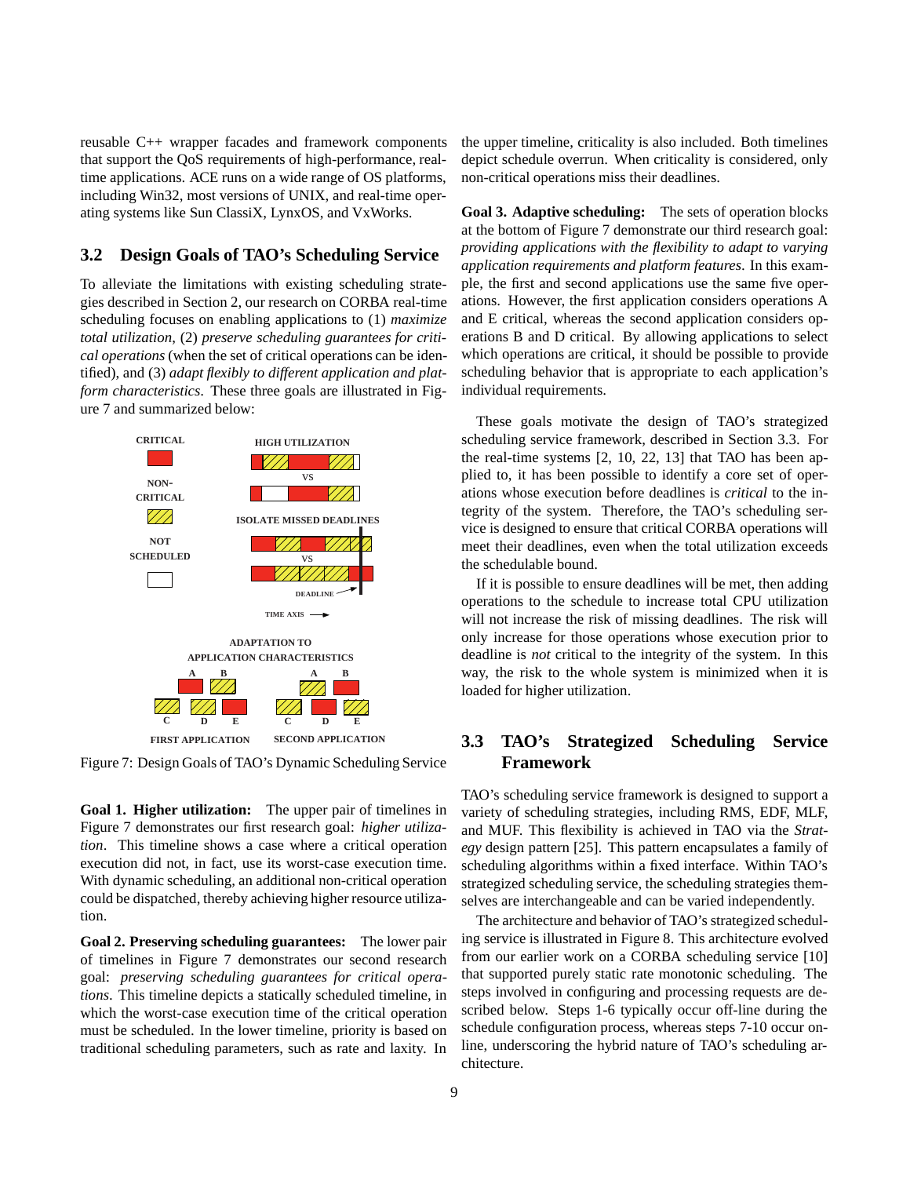reusable C++ wrapper facades and framework components that support the QoS requirements of high-performance, real-time applications. ACE runs on a wide range of OS platforms, including Win32, most versions of UNIX, and real-time operating systems like Sun ClassiX, LynxOS, and VxWorks.

## 3.2 Design Goals of TAO's Scheduling Service

To alleviate the limitations with existing scheduling strategies described in Section 2, our research on CORBA real-time scheduling focuses on enabling applications to (1) *maximize total utilization*, (2) *preserve scheduling guarantees for critical operations* (when the set of critical operations can be identified), and (3) *adapt flexibly to different application and platform characteristics*. These three goals are illustrated in Figure 7 and summarized below:

Figure 7: Design Goals of TAO's Dynamic Scheduling Service

**Goal 1. Higher utilization:** The upper pair of timelines in Figure 7 demonstrates our first research goal: *higher utilization*. This timeline shows a case where a critical operation execution did not, in fact, use its worst-case execution time. With dynamic scheduling, an additional non-critical operation could be dispatched, thereby achieving higher resource utilization.

**Goal 2. Preserving scheduling guarantees:** The lower pair of timelines in Figure 7 demonstrates our second research goal: *preserving scheduling guarantees for critical operations*. This timeline depicts a statically scheduled timeline, in which the worst-case execution time of the critical operation must be scheduled. In the lower timeline, priority is based on traditional scheduling parameters, such as rate and laxity. In the upper timeline, criticality is also included. Both timelines depict schedule overrun. When criticality is considered, only non-critical operations miss their deadlines.

**Goal 3. Adaptive scheduling:** The sets of operation blocks at the bottom of Figure 7 demonstrate our third research goal: *providing applications with the flexibility to adapt to varying application requirements and platform features*. In this example, the first and second applications use the same five operations. However, the first application considers operations A and E critical, whereas the second application considers operations B and D critical. By allowing applications to select which operations are critical, it should be possible to provide scheduling behavior that is appropriate to each application's individual requirements.

These goals motivate the design of TAO's strategized scheduling service framework, described in Section 3.3. For the real-time systems [2, 10, 22, 13] that TAO has been applied to, it has been possible to identify a core set of operations whose execution before deadlines is *critical* to the integrity of the system. Therefore, the TAO's scheduling service is designed to ensure that critical CORBA operations will meet their deadlines, even when the total utilization exceeds the schedulable bound.

If it is possible to ensure deadlines will be met, then adding operations to the schedule to increase total CPU utilization will not increase the risk of missing deadlines. The risk will only increase for those operations whose execution prior to deadline is *not* critical to the integrity of the system. In this way, the risk to the whole system is minimized when it is loaded for higher utilization.

## 3.3 TAO's Strategized Scheduling Service Framework

TAO's scheduling service framework is designed to support a variety of scheduling strategies, including RMS, EDF, MLF, and MUF. This flexibility is achieved in TAO via the *Strategy* design pattern [25]. This pattern encapsulates a family of scheduling algorithms within a fixed interface. Within TAO's strategized scheduling service, the scheduling strategies themselves are interchangeable and can be varied independently.

The architecture and behavior of TAO's strategized scheduling service is illustrated in Figure 8. This architecture evolved from our earlier work on a CORBA scheduling service [10] that supported purely static rate monotonic scheduling. The steps involved in configuring and processing requests are described below. Steps 1-6 typically occur off-line during the schedule configuration process, whereas steps 7-10 occur online, underscoring the hybrid nature of TAO's scheduling architecture.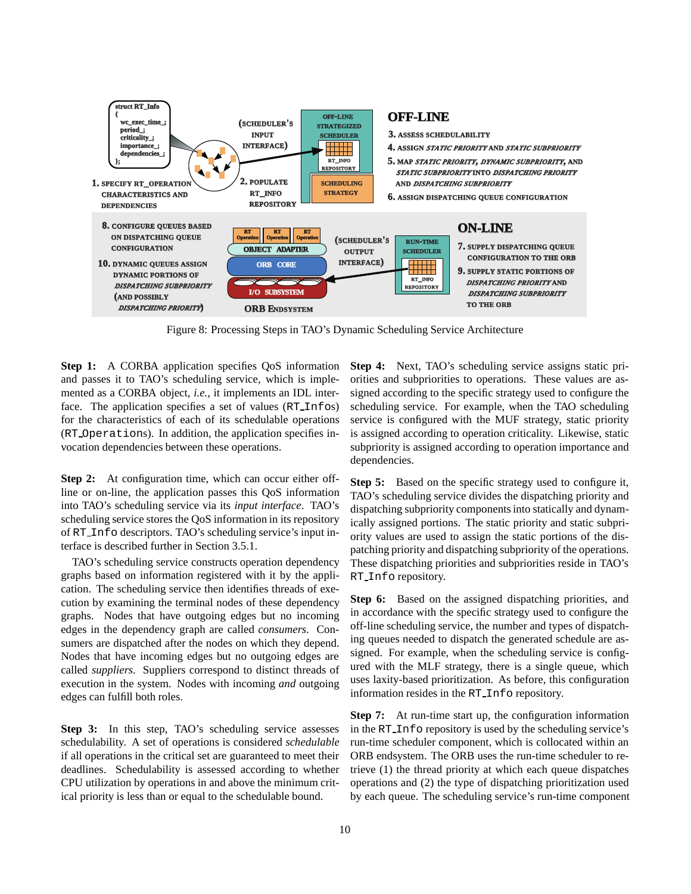Figure 8: Processing Steps in TAO's Dynamic Scheduling Service Architecture

**Step 1:** A CORBA application specifies QoS information and passes it to TAO's scheduling service, which is implemented as a CORBA object, *i.e.*, it implements an IDL interface. The application specifies a set of values (RT_Infos) for the characteristics of each of its schedulable operations (RT_Operations). In addition, the application specifies invocation dependencies between these operations.

**Step 2:** At configuration time, which can occur either off-line or on-line, the application passes this QoS information into TAO's scheduling service via its *input interface*. TAO's scheduling service stores the QoS information in its repository of RT_Info descriptors. TAO's scheduling service's input interface is described further in Section 3.5.1.

TAO's scheduling service constructs operation dependency graphs based on information registered with it by the application. The scheduling service then identifies threads of execution by examining the terminal nodes of these dependency graphs. Nodes that have outgoing edges but no incoming edges in the dependency graph are called *consumers*. Consumers are dispatched after the nodes on which they depend. Nodes that have incoming edges but no outgoing edges are called *suppliers*. Suppliers correspond to distinct threads of execution in the system. Nodes with incoming *and* outgoing edges can fulfill both roles.

**Step 3:** In this step, TAO's scheduling service assesses schedulability. A set of operations is considered *schedulable* if all operations in the critical set are guaranteed to meet their deadlines. Schedulability is assessed according to whether CPU utilization by operations in and above the minimum critical priority is less than or equal to the schedulable bound.

**Step 4:** Next, TAO's scheduling service assigns static priorities and subpriorities to operations. These values are assigned according to the specific strategy used to configure the scheduling service. For example, when the TAO scheduling service is configured with the MUF strategy, static priority is assigned according to operation criticality. Likewise, static subpriority is assigned according to operation importance and dependencies.

**Step 5:** Based on the specific strategy used to configure it, TAO's scheduling service divides the dispatching priority and dispatching subpriority components into statically and dynamically assigned portions. The static priority and static subpriority values are used to assign the static portions of the dispatching priority and dispatching subpriority of the operations. These dispatching priorities and subpriorities reside in TAO's RT_Info repository.

**Step 6:** Based on the assigned dispatching priorities, and in accordance with the specific strategy used to configure the off-line scheduling service, the number and types of dispatching queues needed to dispatch the generated schedule are assigned. For example, when the scheduling service is configured with the MLF strategy, there is a single queue, which uses laxity-based prioritization. As before, this configuration information resides in the RT_Info repository.

**Step 7:** At run-time start up, the configuration information in the RT_Info repository is used by the scheduling service's run-time scheduler component, which is collocated within an ORB endsystem. The ORB uses the run-time scheduler to retrieve (1) the thread priority at which each queue dispatches operations and (2) the type of dispatching prioritization used by each queue. The scheduling service's run-time component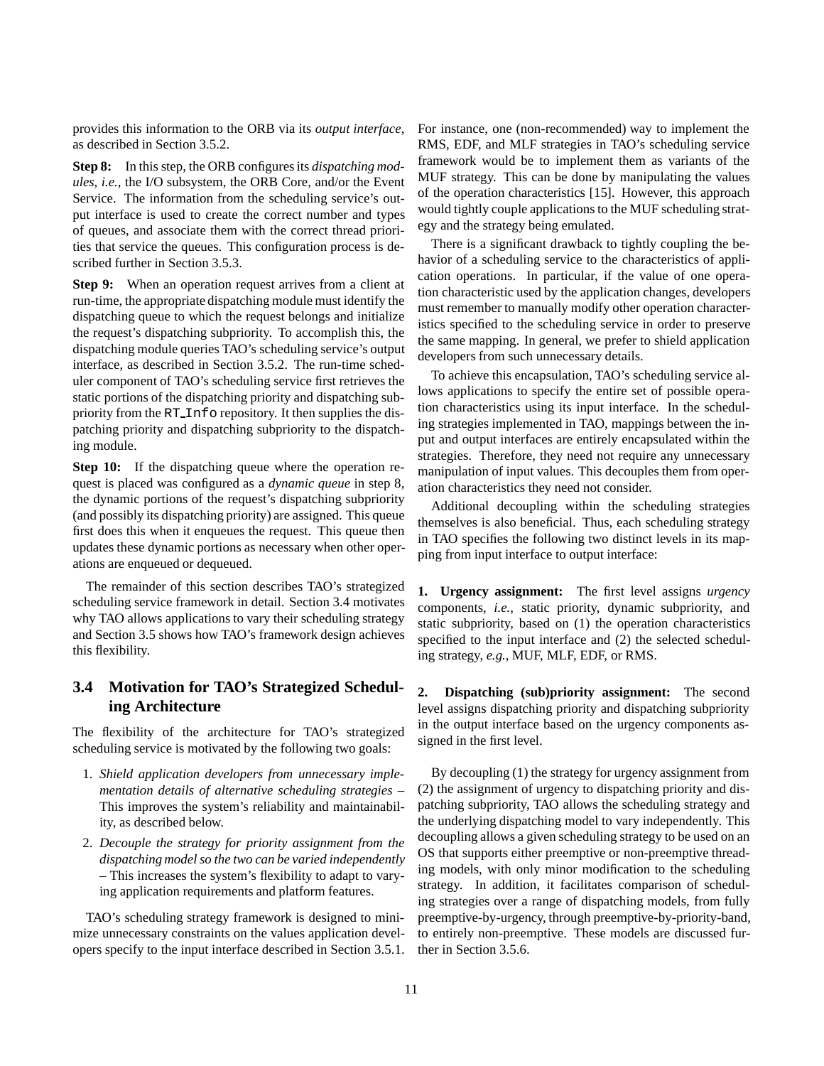provides this information to the ORB via its *output interface*, as described in Section 3.5.2.

**Step 8:** In this step, the ORB configures its *dispatching modules*, *i.e.*, the I/O subsystem, the ORB Core, and/or the Event Service. The information from the scheduling service's output interface is used to create the correct number and types of queues, and associate them with the correct thread priorities that service the queues. This configuration process is described further in Section 3.5.3.

**Step 9:** When an operation request arrives from a client at run-time, the appropriate dispatching module must identify the dispatching queue to which the request belongs and initialize the request's dispatching subpriority. To accomplish this, the dispatching module queries TAO's scheduling service's output interface, as described in Section 3.5.2. The run-time scheduler component of TAO's scheduling service first retrieves the static portions of the dispatching priority and dispatching subpriority from the `RT_Info` repository. It then supplies the dispatching priority and dispatching subpriority to the dispatching module.

**Step 10:** If the dispatching queue where the operation request is placed was configured as a *dynamic queue* in step 8, the dynamic portions of the request's dispatching subpriority (and possibly its dispatching priority) are assigned. This queue first does this when it enqueues the request. This queue then updates these dynamic portions as necessary when other operations are enqueued or dequeued.

The remainder of this section describes TAO's strategized scheduling service framework in detail. Section 3.4 motivates why TAO allows applications to vary their scheduling strategy and Section 3.5 shows how TAO's framework design achieves this flexibility.

## 3.4 Motivation for TAO's Strategized Scheduling Architecture

The flexibility of the architecture for TAO's strategized scheduling service is motivated by the following two goals:

1. *Shield application developers from unnecessary implementation details of alternative scheduling strategies* – This improves the system's reliability and maintainability, as described below.
2. *Decouple the strategy for priority assignment from the dispatching model so the two can be varied independently* – This increases the system's flexibility to adapt to varying application requirements and platform features.

TAO's scheduling strategy framework is designed to minimize unnecessary constraints on the values application developers specify to the input interface described in Section 3.5.1. For instance, one (non-recommended) way to implement the RMS, EDF, and MLF strategies in TAO's scheduling service framework would be to implement them as variants of the MUF strategy. This can be done by manipulating the values of the operation characteristics [15]. However, this approach would tightly couple applications to the MUF scheduling strategy and the strategy being emulated.

There is a significant drawback to tightly coupling the behavior of a scheduling service to the characteristics of application operations. In particular, if the value of one operation characteristic used by the application changes, developers must remember to manually modify other operation characteristics specified to the scheduling service in order to preserve the same mapping. In general, we prefer to shield application developers from such unnecessary details.

To achieve this encapsulation, TAO's scheduling service allows applications to specify the entire set of possible operation characteristics using its input interface. In the scheduling strategies implemented in TAO, mappings between the input and output interfaces are entirely encapsulated within the strategies. Therefore, they need not require any unnecessary manipulation of input values. This decouples them from operation characteristics they need not consider.

Additional decoupling within the scheduling strategies themselves is also beneficial. Thus, each scheduling strategy in TAO specifies the following two distinct levels in its mapping from input interface to output interface:

**1. Urgency assignment:** The first level assigns *urgency* components, *i.e.*, static priority, dynamic subpriority, and static subpriority, based on (1) the operation characteristics specified to the input interface and (2) the selected scheduling strategy, *e.g.*, MUF, MLF, EDF, or RMS.

**2. Dispatching (sub)priority assignment:** The second level assigns dispatching priority and dispatching subpriority in the output interface based on the urgency components assigned in the first level.

By decoupling (1) the strategy for urgency assignment from (2) the assignment of urgency to dispatching priority and dispatching subpriority, TAO allows the scheduling strategy and the underlying dispatching model to vary independently. This decoupling allows a given scheduling strategy to be used on an OS that supports either preemptive or non-preemptive threading models, with only minor modification to the scheduling strategy. In addition, it facilitates comparison of scheduling strategies over a range of dispatching models, from fully preemptive-by-urgency, through preemptive-by-priority-band, to entirely non-preemptive. These models are discussed further in Section 3.5.6.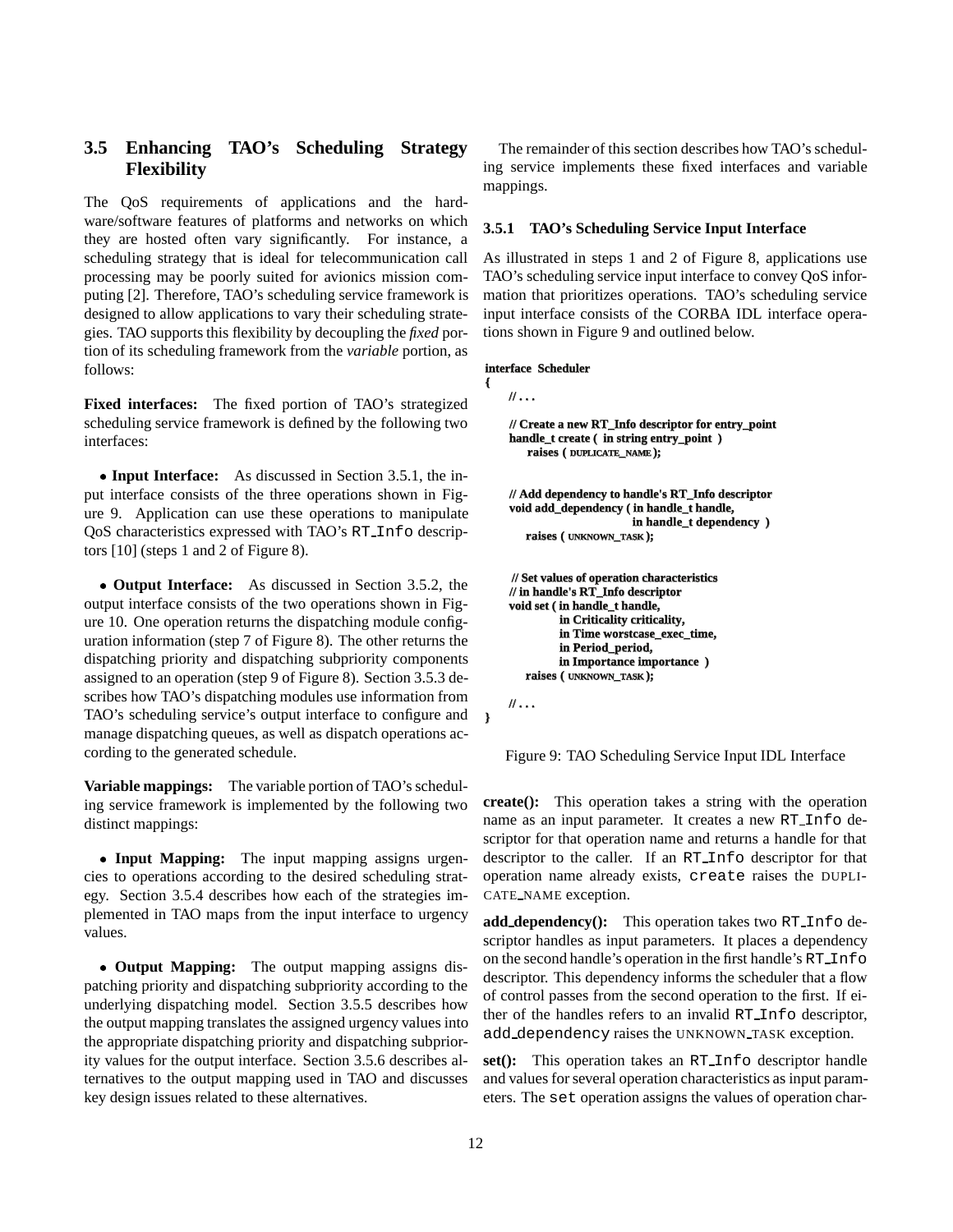## 3.5 Enhancing TAO's Scheduling Strategy Flexibility

The QoS requirements of applications and the hardware/software features of platforms and networks on which they are hosted often vary significantly. For instance, a scheduling strategy that is ideal for telecommunication call processing may be poorly suited for avionics mission computing [2]. Therefore, TAO's scheduling service framework is designed to allow applications to vary their scheduling strategies. TAO supports this flexibility by decoupling the *fixed* portion of its scheduling framework from the *variable* portion, as follows:

**Fixed interfaces:** The fixed portion of TAO's strategized scheduling service framework is defined by the following two interfaces:

- **Input Interface:** As discussed in Section 3.5.1, the input interface consists of the three operations shown in Figure 9. Application can use these operations to manipulate QoS characteristics expressed with TAO's `RT_Info` descriptors [10] (steps 1 and 2 of Figure 8).

- **Output Interface:** As discussed in Section 3.5.2, the output interface consists of the two operations shown in Figure 10. One operation returns the dispatching module configuration information (step 7 of Figure 8). The other returns the dispatching priority and dispatching subpriority components assigned to an operation (step 9 of Figure 8). Section 3.5.3 describes how TAO's dispatching modules use information from TAO's scheduling service's output interface to configure and manage dispatching queues, as well as dispatch operations according to the generated schedule.

**Variable mappings:** The variable portion of TAO's scheduling service framework is implemented by the following two distinct mappings:

- **Input Mapping:** The input mapping assigns urgencies to operations according to the desired scheduling strategy. Section 3.5.4 describes how each of the strategies implemented in TAO maps from the input interface to urgency values.

- **Output Mapping:** The output mapping assigns dispatching priority and dispatching subpriority according to the underlying dispatching model. Section 3.5.5 describes how the output mapping translates the assigned urgency values into the appropriate dispatching priority and dispatching subpriority values for the output interface. Section 3.5.6 describes alternatives to the output mapping used in TAO and discusses key design issues related to these alternatives.

The remainder of this section describes how TAO's scheduling service implements these fixed interfaces and variable mappings.

### 3.5.1 TAO's Scheduling Service Input Interface

As illustrated in steps 1 and 2 of Figure 8, applications use TAO's scheduling service input interface to convey QoS information that prioritizes operations. TAO's scheduling service input interface consists of the CORBA IDL interface operations shown in Figure 9 and outlined below.

```
interface Scheduler
{
    // ...

    // Create a new RT_Info descriptor for entry_point
    handle_t create ( in string entry_point )
        raises ( DUPLICATE_NAME );


    // Add dependency to handle's RT_Info descriptor
    void add_dependency ( in handle_t handle,
                          in handle_t dependency )
        raises ( UNKNOWN_TASK );


    // Set values of operation characteristics
    // in handle's RT_Info descriptor
    void set ( in handle_t handle,
               in Criticality criticality,
               in Time worstcase_exec_time,
               in Period_period,
               in Importance importance )
        raises ( UNKNOWN_TASK );

    // ...
}
```

Figure 9: TAO Scheduling Service Input IDL Interface

**create():** This operation takes a string with the operation name as an input parameter. It creates a new `RT_Info` descriptor for that operation name and returns a handle for that descriptor to the caller. If an `RT_Info` descriptor for that operation name already exists, `create` raises the DUPLICATE_NAME exception.

**add_dependency():** This operation takes two `RT_Info` descriptor handles as input parameters. It places a dependency on the second handle's operation in the first handle's `RT_Info` descriptor. This dependency informs the scheduler that a flow of control passes from the second operation to the first. If either of the handles refers to an invalid `RT_Info` descriptor, `add_dependency` raises the UNKNOWN_TASK exception.

**set():** This operation takes an `RT_Info` descriptor handle and values for several operation characteristics as input parameters. The `set` operation assigns the values of operation char-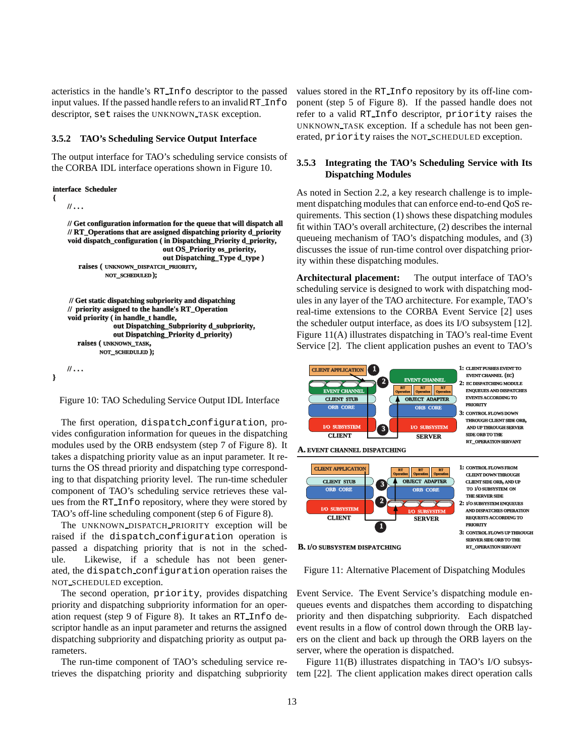acteristics in the handle's RT_Info descriptor to the passed input values. If the passed handle refers to an invalid RT_Info descriptor, set raises the UNKNOWN_TASK exception.

### 3.5.2 TAO's Scheduling Service Output Interface

The output interface for TAO's scheduling service consists of the CORBA IDL interface operations shown in Figure 10.

```
interface Scheduler
{
    //...

    // Get configuration information for the queue that will dispatch all
    // RT_Operations that are assigned dispatching priority d_priority
    void dispatch_configuration ( in Dispatching_Priority d_priority,
                                   out OS_Priority os_priority,
                                   out Dispatching_Type d_type )
      raises ( UNKNOWN_DISPATCH_PRIORITY,
               NOT_SCHEDULED);


    // Get static dispatching subpriority and dispatching
    // priority assigned to the handle's RT_Operation
    void priority ( in handle_t handle,
                    out Dispatching_Subpriority d_subpriority,
                    out Dispatching_Priority d_priority)
      raises ( UNKNOWN_TASK,
               NOT_SCHEDULED );

    //...
}
```

Figure 10: TAO Scheduling Service Output IDL Interface

The first operation, dispatch_configuration, provides configuration information for queues in the dispatching modules used by the ORB endsystem (step 7 of Figure 8). It takes a dispatching priority value as an input parameter. It returns the OS thread priority and dispatching type corresponding to that dispatching priority level. The run-time scheduler component of TAO's scheduling service retrieves these values from the RT_Info repository, where they were stored by TAO's off-line scheduling component (step 6 of Figure 8).

The UNKNOWN_DISPATCH_PRIORITY exception will be raised if the dispatch_configuration operation is passed a dispatching priority that is not in the schedule. Likewise, if a schedule has not been generated, the dispatch_configuration operation raises the NOT_SCHEDULED exception.

The second operation, priority, provides dispatching priority and dispatching subpriority information for an operation request (step 9 of Figure 8). It takes an RT_Info descriptor handle as an input parameter and returns the assigned dispatching subpriority and dispatching priority as output parameters.

The run-time component of TAO's scheduling service retrieves the dispatching priority and dispatching subpriority values stored in the RT_Info repository by its off-line component (step 5 of Figure 8). If the passed handle does not refer to a valid RT_Info descriptor, priority raises the UNKNOWN_TASK exception. If a schedule has not been generated, priority raises the NOT_SCHEDULED exception.

### 3.5.3 Integrating the TAO's Scheduling Service with Its Dispatching Modules

As noted in Section 2.2, a key research challenge is to implement dispatching modules that can enforce end-to-end QoS requirements. This section (1) shows these dispatching modules fit within TAO's overall architecture, (2) describes the internal queueing mechanism of TAO's dispatching modules, and (3) discusses the issue of run-time control over dispatching priority within these dispatching modules.

**Architectural placement:** The output interface of TAO's scheduling service is designed to work with dispatching modules in any layer of the TAO architecture. For example, TAO's real-time extensions to the CORBA Event Service [2] uses the scheduler output interface, as does its I/O subsystem [12]. Figure 11(A) illustrates dispatching in TAO's real-time Event Service [2]. The client application pushes an event to TAO's Event Service. The Event Service's dispatching module enqueues events and dispatches them according to dispatching priority and then dispatching subpriority. Each dispatched event results in a flow of control down through the ORB layers on the client and back up through the ORB layers on the server, where the operation is dispatched.

Figure 11: Alternative Placement of Dispatching Modules

Figure 11(B) illustrates dispatching in TAO's I/O subsystem [22]. The client application makes direct operation calls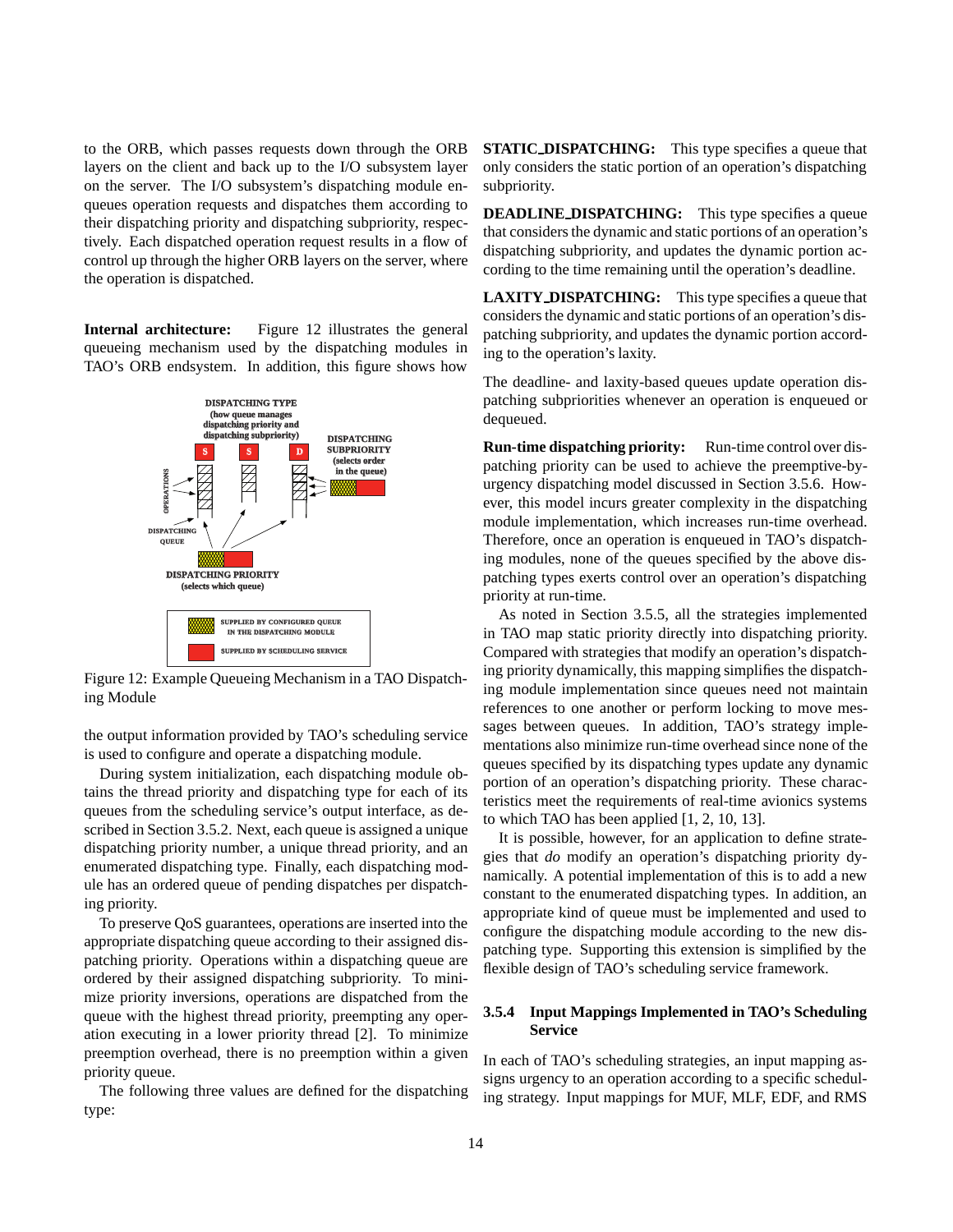to the ORB, which passes requests down through the ORB layers on the client and back up to the I/O subsystem layer on the server. The I/O subsystem's dispatching module enqueues operation requests and dispatches them according to their dispatching priority and dispatching subpriority, respectively. Each dispatched operation request results in a flow of control up through the higher ORB layers on the server, where the operation is dispatched.

**Internal architecture:** Figure 12 illustrates the general queueing mechanism used by the dispatching modules in TAO's ORB endsystem. In addition, this figure shows how the output information provided by TAO's scheduling service is used to configure and operate a dispatching module.

Figure 12: Example Queueing Mechanism in a TAO Dispatching Module

During system initialization, each dispatching module obtains the thread priority and dispatching type for each of its queues from the scheduling service's output interface, as described in Section 3.5.2. Next, each queue is assigned a unique dispatching priority number, a unique thread priority, and an enumerated dispatching type. Finally, each dispatching module has an ordered queue of pending dispatches per dispatching priority.

To preserve QoS guarantees, operations are inserted into the appropriate dispatching queue according to their assigned dispatching priority. Operations within a dispatching queue are ordered by their assigned dispatching subpriority. To minimize priority inversions, operations are dispatched from the queue with the highest thread priority, preempting any operation executing in a lower priority thread [2]. To minimize preemption overhead, there is no preemption within a given priority queue.

The following three values are defined for the dispatching type:

**STATIC_DISPATCHING:** This type specifies a queue that only considers the static portion of an operation's dispatching subpriority.

**DEADLINE_DISPATCHING:** This type specifies a queue that considers the dynamic and static portions of an operation's dispatching subpriority, and updates the dynamic portion according to the time remaining until the operation's deadline.

**LAXITY_DISPATCHING:** This type specifies a queue that considers the dynamic and static portions of an operation's dispatching subpriority, and updates the dynamic portion according to the operation's laxity.

The deadline- and laxity-based queues update operation dispatching subpriorities whenever an operation is enqueued or dequeued.

**Run-time dispatching priority:** Run-time control over dispatching priority can be used to achieve the preemptive-by-urgency dispatching model discussed in Section 3.5.6. However, this model incurs greater complexity in the dispatching module implementation, which increases run-time overhead. Therefore, once an operation is enqueued in TAO's dispatching modules, none of the queues specified by the above dispatching types exerts control over an operation's dispatching priority at run-time.

As noted in Section 3.5.5, all the strategies implemented in TAO map static priority directly into dispatching priority. Compared with strategies that modify an operation's dispatching priority dynamically, this mapping simplifies the dispatching module implementation since queues need not maintain references to one another or perform locking to move messages between queues. In addition, TAO's strategy implementations also minimize run-time overhead since none of the queues specified by its dispatching types update any dynamic portion of an operation's dispatching priority. These characteristics meet the requirements of real-time avionics systems to which TAO has been applied [1, 2, 10, 13].

It is possible, however, for an application to define strategies that *do* modify an operation's dispatching priority dynamically. A potential implementation of this is to add a new constant to the enumerated dispatching types. In addition, an appropriate kind of queue must be implemented and used to configure the dispatching module according to the new dispatching type. Supporting this extension is simplified by the flexible design of TAO's scheduling service framework.

### 3.5.4 Input Mappings Implemented in TAO's Scheduling Service

In each of TAO's scheduling strategies, an input mapping assigns urgency to an operation according to a specific scheduling strategy. Input mappings for MUF, MLF, EDF, and RMS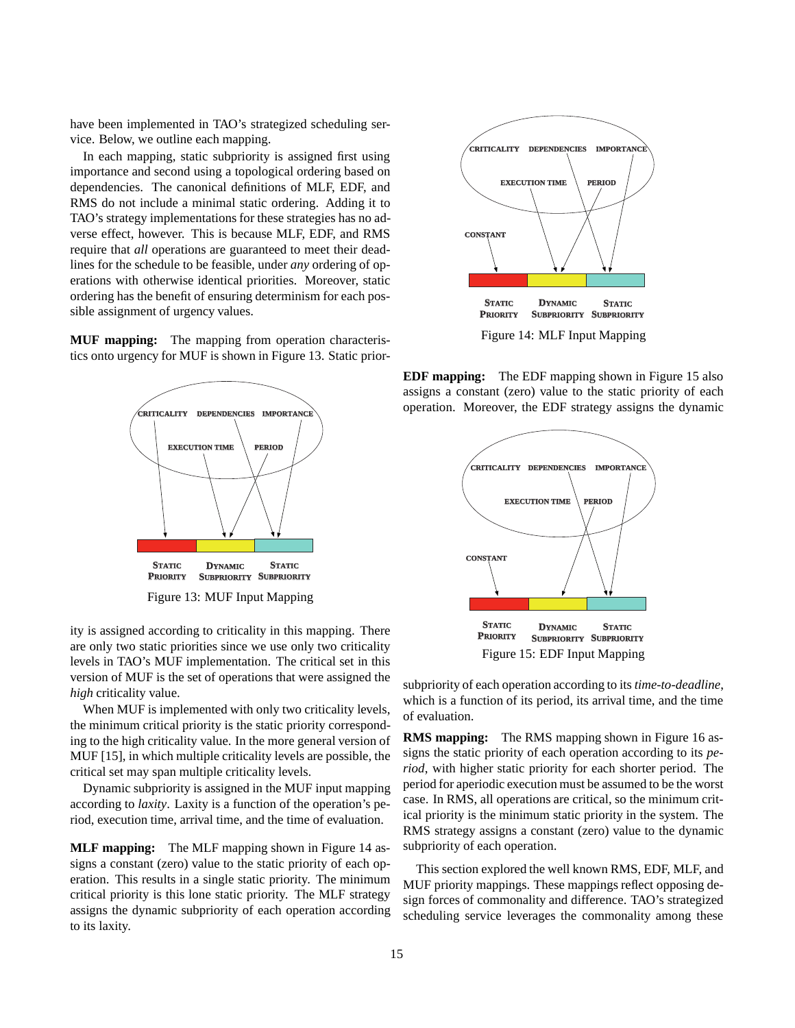have been implemented in TAO's strategized scheduling service. Below, we outline each mapping.

In each mapping, static subpriority is assigned first using importance and second using a topological ordering based on dependencies. The canonical definitions of MLF, EDF, and RMS do not include a minimal static ordering. Adding it to TAO's strategy implementations for these strategies has no adverse effect, however. This is because MLF, EDF, and RMS require that *all* operations are guaranteed to meet their deadlines for the schedule to be feasible, under *any* ordering of operations with otherwise identical priorities. Moreover, static ordering has the benefit of ensuring determinism for each possible assignment of urgency values.

**MUF mapping:** The mapping from operation characteristics onto urgency for MUF is shown in Figure 13. Static priority is assigned according to criticality in this mapping. There are only two static priorities since we use only two criticality levels in TAO's MUF implementation. The critical set in this version of MUF is the set of operations that were assigned the *high* criticality value.

Figure 13: MUF Input Mapping

When MUF is implemented with only two criticality levels, the minimum critical priority is the static priority corresponding to the high criticality value. In the more general version of MUF [15], in which multiple criticality levels are possible, the critical set may span multiple criticality levels.

Dynamic subpriority is assigned in the MUF input mapping according to *laxity*. Laxity is a function of the operation's period, execution time, arrival time, and the time of evaluation.

**MLF mapping:** The MLF mapping shown in Figure 14 assigns a constant (zero) value to the static priority of each operation. This results in a single static priority. The minimum critical priority is this lone static priority. The MLF strategy assigns the dynamic subpriority of each operation according to its laxity.

Figure 14: MLF Input Mapping

**EDF mapping:** The EDF mapping shown in Figure 15 also assigns a constant (zero) value to the static priority of each operation. Moreover, the EDF strategy assigns the dynamic subpriority of each operation according to its *time-to-deadline*, which is a function of its period, its arrival time, and the time of evaluation.

Figure 15: EDF Input Mapping

**RMS mapping:** The RMS mapping shown in Figure 16 assigns the static priority of each operation according to its *period*, with higher static priority for each shorter period. The period for aperiodic execution must be assumed to be the worst case. In RMS, all operations are critical, so the minimum critical priority is the minimum static priority in the system. The RMS strategy assigns a constant (zero) value to the dynamic subpriority of each operation.

This section explored the well known RMS, EDF, MLF, and MUF priority mappings. These mappings reflect opposing design forces of commonality and difference. TAO's strategized scheduling service leverages the commonality among these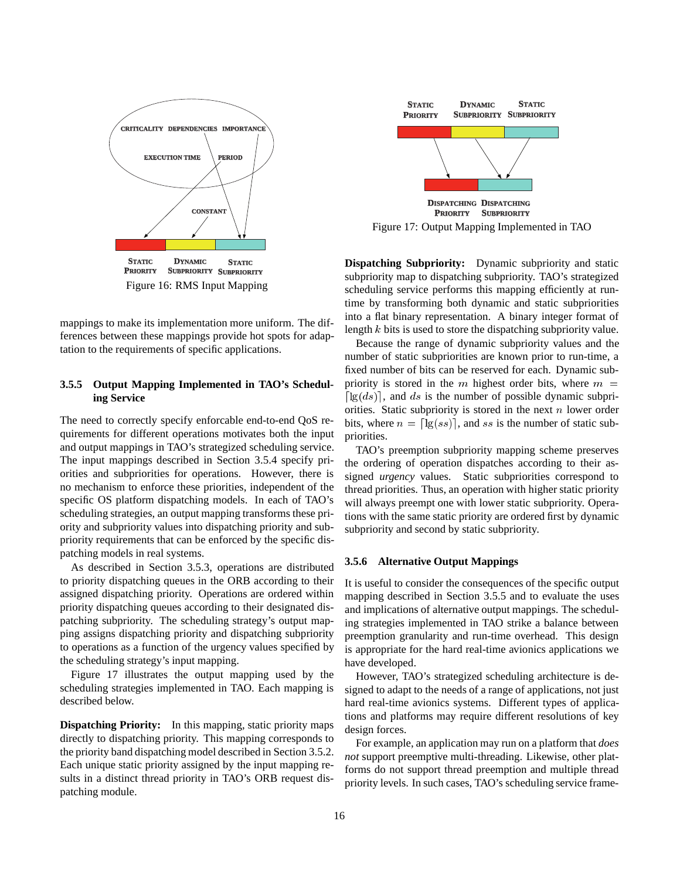Figure 16: RMS Input Mapping

mappings to make its implementation more uniform. The differences between these mappings provide hot spots for adaptation to the requirements of specific applications.

### 3.5.5 Output Mapping Implemented in TAO's Scheduling Service

The need to correctly specify enforcable end-to-end QoS requirements for different operations motivates both the input and output mappings in TAO's strategized scheduling service. The input mappings described in Section 3.5.4 specify priorities and subpriorities for operations. However, there is no mechanism to enforce these priorities, independent of the specific OS platform dispatching models. In each of TAO's scheduling strategies, an output mapping transforms these priority and subpriority values into dispatching priority and subpriority requirements that can be enforced by the specific dispatching models in real systems.

As described in Section 3.5.3, operations are distributed to priority dispatching queues in the ORB according to their assigned dispatching priority. Operations are ordered within priority dispatching queues according to their designated dispatching subpriority. The scheduling strategy's output mapping assigns dispatching priority and dispatching subpriority to operations as a function of the urgency values specified by the scheduling strategy's input mapping.

Figure 17 illustrates the output mapping used by the scheduling strategies implemented in TAO. Each mapping is described below.

**Dispatching Priority:** In this mapping, static priority maps directly to dispatching priority. This mapping corresponds to the priority band dispatching model described in Section 3.5.2. Each unique static priority assigned by the input mapping results in a distinct thread priority in TAO's ORB request dispatching module.

Figure 17: Output Mapping Implemented in TAO

**Dispatching Subpriority:** Dynamic subpriority and static subpriority map to dispatching subpriority. TAO's strategized scheduling service performs this mapping efficiently at run-time by transforming both dynamic and static subpriorities into a flat binary representation. A binary integer format of length $k$ bits is used to store the dispatching subpriority value.

Because the range of dynamic subpriority values and the number of static subpriorities are known prior to run-time, a fixed number of bits can be reserved for each. Dynamic subpriority is stored in the $m$ highest order bits, where $m = \lceil \lg(ds) \rceil$, and $ds$ is the number of possible dynamic subpriorities. Static subpriority is stored in the next $n$ lower order bits, where $n = \lceil \lg(ss) \rceil$, and $ss$ is the number of static subpriorities.

TAO's preemption subpriority mapping scheme preserves the ordering of operation dispatches according to their assigned *urgency* values. Static subpriorities correspond to thread priorities. Thus, an operation with higher static priority will always preempt one with lower static subpriority. Operations with the same static priority are ordered first by dynamic subpriority and second by static subpriority.

### 3.5.6 Alternative Output Mappings

It is useful to consider the consequences of the specific output mapping described in Section 3.5.5 and to evaluate the uses and implications of alternative output mappings. The scheduling strategies implemented in TAO strike a balance between preemption granularity and run-time overhead. This design is appropriate for the hard real-time avionics applications we have developed.

However, TAO's strategized scheduling architecture is designed to adapt to the needs of a range of applications, not just hard real-time avionics systems. Different types of applications and platforms may require different resolutions of key design forces.

For example, an application may run on a platform that *does not* support preemptive multi-threading. Likewise, other platforms do not support thread preemption and multiple thread priority levels. In such cases, TAO's scheduling service frame-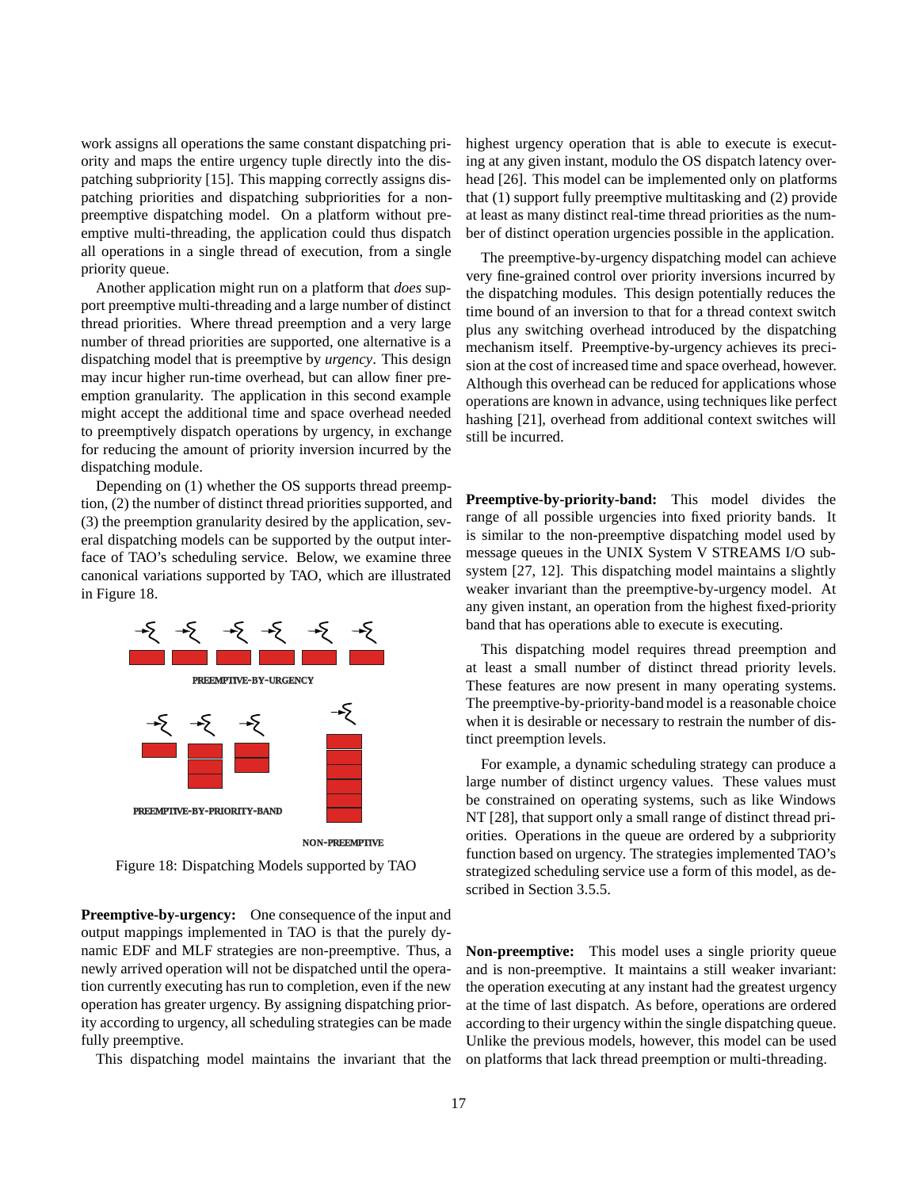work assigns all operations the same constant dispatching priority and maps the entire urgency tuple directly into the dispatching subpriority [15]. This mapping correctly assigns dispatching priorities and dispatching subpriorities for a non-preemptive dispatching model. On a platform without preemptive multi-threading, the application could thus dispatch all operations in a single thread of execution, from a single priority queue.

Another application might run on a platform that *does* support preemptive multi-threading and a large number of distinct thread priorities. Where thread preemption and a very large number of thread priorities are supported, one alternative is a dispatching model that is preemptive by *urgency*. This design may incur higher run-time overhead, but can allow finer preemption granularity. The application in this second example might accept the additional time and space overhead needed to preemptively dispatch operations by urgency, in exchange for reducing the amount of priority inversion incurred by the dispatching module.

Depending on (1) whether the OS supports thread preemption, (2) the number of distinct thread priorities supported, and (3) the preemption granularity desired by the application, several dispatching models can be supported by the output interface of TAO's scheduling service. Below, we examine three canonical variations supported by TAO, which are illustrated in Figure 18.

PREEMPTIVE-BY-URGENCY

PREEMPTIVE-BY-PRIORITY-BAND

NON-PREEMPTIVE

Figure 18: Dispatching Models supported by TAO

**Preemptive-by-urgency:** One consequence of the input and output mappings implemented in TAO is that the purely dynamic EDF and MLF strategies are non-preemptive. Thus, a newly arrived operation will not be dispatched until the operation currently executing has run to completion, even if the new operation has greater urgency. By assigning dispatching priority according to urgency, all scheduling strategies can be made fully preemptive.

This dispatching model maintains the invariant that the highest urgency operation that is able to execute is executing at any given instant, modulo the OS dispatch latency overhead [26]. This model can be implemented only on platforms that (1) support fully preemptive multitasking and (2) provide at least as many distinct real-time thread priorities as the number of distinct operation urgencies possible in the application.

The preemptive-by-urgency dispatching model can achieve very fine-grained control over priority inversions incurred by the dispatching modules. This design potentially reduces the time bound of an inversion to that for a thread context switch plus any switching overhead introduced by the dispatching mechanism itself. Preemptive-by-urgency achieves its precision at the cost of increased time and space overhead, however. Although this overhead can be reduced for applications whose operations are known in advance, using techniques like perfect hashing [21], overhead from additional context switches will still be incurred.

**Preemptive-by-priority-band:** This model divides the range of all possible urgencies into fixed priority bands. It is similar to the non-preemptive dispatching model used by message queues in the UNIX System V STREAMS I/O subsystem [27, 12]. This dispatching model maintains a slightly weaker invariant than the preemptive-by-urgency model. At any given instant, an operation from the highest fixed-priority band that has operations able to execute is executing.

This dispatching model requires thread preemption and at least a small number of distinct thread priority levels. These features are now present in many operating systems. The preemptive-by-priority-band model is a reasonable choice when it is desirable or necessary to restrain the number of distinct preemption levels.

For example, a dynamic scheduling strategy can produce a large number of distinct urgency values. These values must be constrained on operating systems, such as like Windows NT [28], that support only a small range of distinct thread priorities. Operations in the queue are ordered by a subpriority function based on urgency. The strategies implemented TAO's strategized scheduling service use a form of this model, as described in Section 3.5.5.

**Non-preemptive:** This model uses a single priority queue and is non-preemptive. It maintains a still weaker invariant: the operation executing at any instant had the greatest urgency at the time of last dispatch. As before, operations are ordered according to their urgency within the single dispatching queue. Unlike the previous models, however, this model can be used on platforms that lack thread preemption or multi-threading.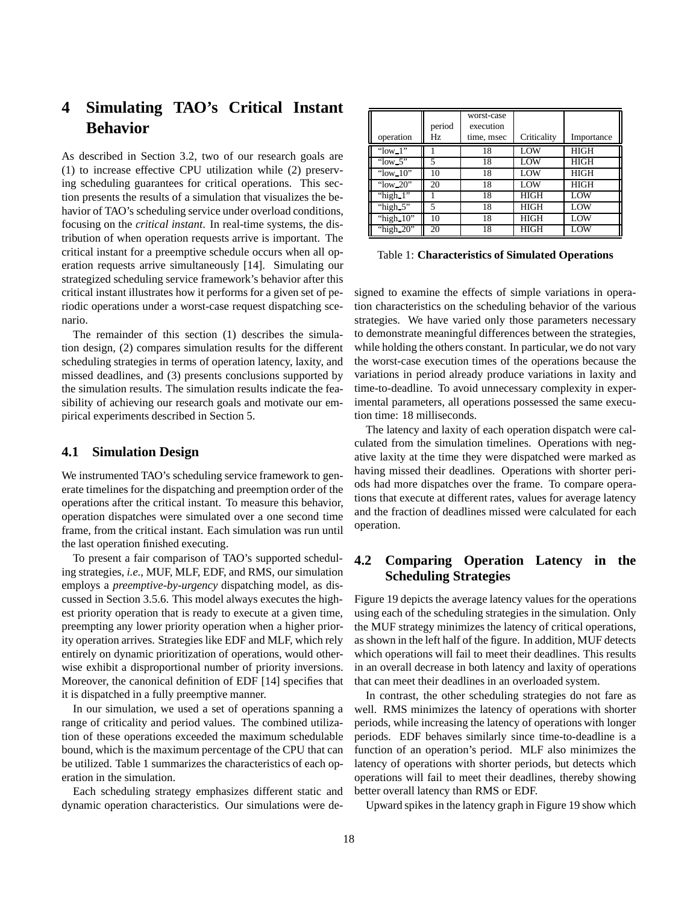# 4 Simulating TAO's Critical Instant Behavior

As described in Section 3.2, two of our research goals are (1) to increase effective CPU utilization while (2) preserving scheduling guarantees for critical operations. This section presents the results of a simulation that visualizes the behavior of TAO's scheduling service under overload conditions, focusing on the *critical instant*. In real-time systems, the distribution of when operation requests arrive is important. The critical instant for a preemptive schedule occurs when all operation requests arrive simultaneously [14]. Simulating our strategized scheduling service framework's behavior after this critical instant illustrates how it performs for a given set of periodic operations under a worst-case request dispatching scenario.

The remainder of this section (1) describes the simulation design, (2) compares simulation results for the different scheduling strategies in terms of operation latency, laxity, and missed deadlines, and (3) presents conclusions supported by the simulation results. The simulation results indicate the feasibility of achieving our research goals and motivate our empirical experiments described in Section 5.

## 4.1 Simulation Design

We instrumented TAO's scheduling service framework to generate timelines for the dispatching and preemption order of the operations after the critical instant. To measure this behavior, operation dispatches were simulated over a one second time frame, from the critical instant. Each simulation was run until the last operation finished executing.

To present a fair comparison of TAO's supported scheduling strategies, *i.e.*, MUF, MLF, EDF, and RMS, our simulation employs a *preemptive-by-urgency* dispatching model, as discussed in Section 3.5.6. This model always executes the highest priority operation that is ready to execute at a given time, preempting any lower priority operation when a higher priority operation arrives. Strategies like EDF and MLF, which rely entirely on dynamic prioritization of operations, would otherwise exhibit a disproportional number of priority inversions. Moreover, the canonical definition of EDF [14] specifies that it is dispatched in a fully preemptive manner.

In our simulation, we used a set of operations spanning a range of criticality and period values. The combined utilization of these operations exceeded the maximum schedulable bound, which is the maximum percentage of the CPU that can be utilized. Table 1 summarizes the characteristics of each operation in the simulation.

| operation | period Hz | worst-case execution time, msec | Criticality | Importance |
|---|---|---|---|---|
| "low_1" | 1 | 18 | LOW | HIGH |
| "low_5" | 5 | 18 | LOW | HIGH |
| "low_10" | 10 | 18 | LOW | HIGH |
| "low_20" | 20 | 18 | LOW | HIGH |
| "high_1" | 1 | 18 | HIGH | LOW |
| "high_5" | 5 | 18 | HIGH | LOW |
| "high_10" | 10 | 18 | HIGH | LOW |
| "high_20" | 20 | 18 | HIGH | LOW |

Table 1: **Characteristics of Simulated Operations**

Each scheduling strategy emphasizes different static and dynamic operation characteristics. Our simulations were designed to examine the effects of simple variations in operation characteristics on the scheduling behavior of the various strategies. We have varied only those parameters necessary to demonstrate meaningful differences between the strategies, while holding the others constant. In particular, we do not vary the worst-case execution times of the operations because the variations in period already produce variations in laxity and time-to-deadline. To avoid unnecessary complexity in experimental parameters, all operations possessed the same execution time: 18 milliseconds.

The latency and laxity of each operation dispatch were calculated from the simulation timelines. Operations with negative laxity at the time they were dispatched were marked as having missed their deadlines. Operations with shorter periods had more dispatches over the frame. To compare operations that execute at different rates, values for average latency and the fraction of deadlines missed were calculated for each operation.

## 4.2 Comparing Operation Latency in the Scheduling Strategies

Figure 19 depicts the average latency values for the operations using each of the scheduling strategies in the simulation. Only the MUF strategy minimizes the latency of critical operations, as shown in the left half of the figure. In addition, MUF detects which operations will fail to meet their deadlines. This results in an overall decrease in both latency and laxity of operations that can meet their deadlines in an overloaded system.

In contrast, the other scheduling strategies do not fare as well. RMS minimizes the latency of operations with shorter periods, while increasing the latency of operations with longer periods. EDF behaves similarly since time-to-deadline is a function of an operation's period. MLF also minimizes the latency of operations with shorter periods, but detects which operations will fail to meet their deadlines, thereby showing better overall latency than RMS or EDF.

Upward spikes in the latency graph in Figure 19 show which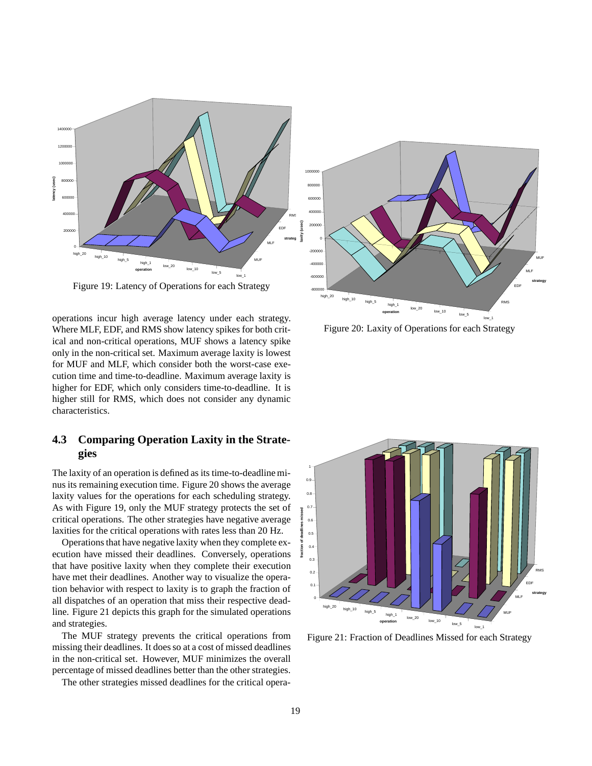Figure 19: Latency of Operations for each Strategy

operations incur high average latency under each strategy. Where MLF, EDF, and RMS show latency spikes for both critical and non-critical operations, MUF shows a latency spike only in the non-critical set. Maximum average laxity is lowest for MUF and MLF, which consider both the worst-case execution time and time-to-deadline. Maximum average laxity is higher for EDF, which only considers time-to-deadline. It is higher still for RMS, which does not consider any dynamic characteristics.

## 4.3 Comparing Operation Laxity in the Strategies

The laxity of an operation is defined as its time-to-deadline minus its remaining execution time. Figure 20 shows the average laxity values for the operations for each scheduling strategy. As with Figure 19, only the MUF strategy protects the set of critical operations. The other strategies have negative average laxities for the critical operations with rates less than 20 Hz.

Operations that have negative laxity when they complete execution have missed their deadlines. Conversely, operations that have positive laxity when they complete their execution have met their deadlines. Another way to visualize the operation behavior with respect to laxity is to graph the fraction of all dispatches of an operation that miss their respective deadline. Figure 21 depicts this graph for the simulated operations and strategies.

The MUF strategy prevents the critical operations from missing their deadlines. It does so at a cost of missed deadlines in the non-critical set. However, MUF minimizes the overall percentage of missed deadlines better than the other strategies.

The other strategies missed deadlines for the critical opera-

Figure 20: Laxity of Operations for each Strategy

Figure 21: Fraction of Deadlines Missed for each Strategy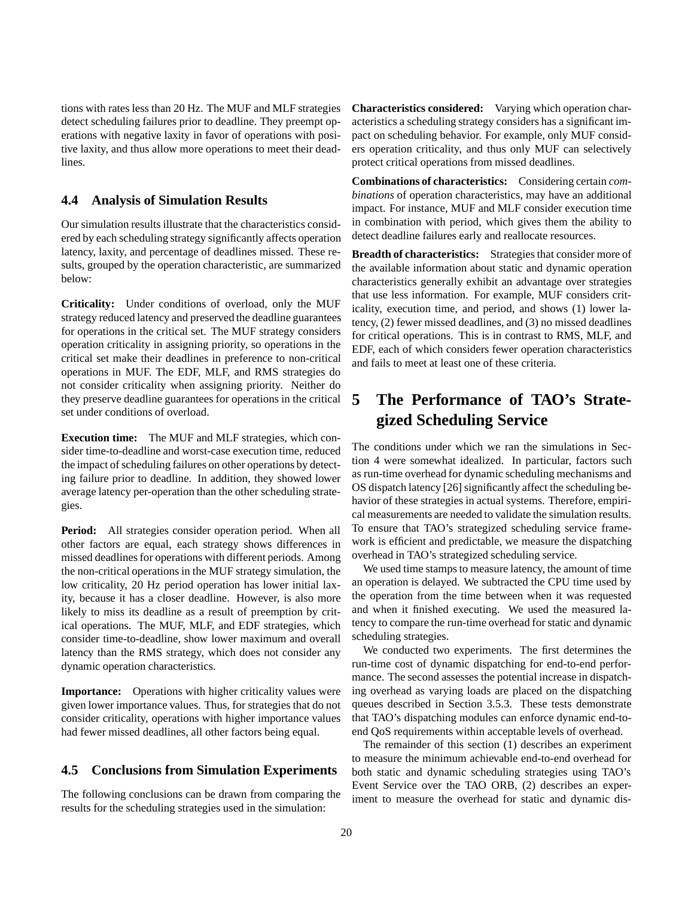tions with rates less than 20 Hz. The MUF and MLF strategies detect scheduling failures prior to deadline. They preempt operations with negative laxity in favor of operations with positive laxity, and thus allow more operations to meet their deadlines.

### 4.4 Analysis of Simulation Results

Our simulation results illustrate that the characteristics considered by each scheduling strategy significantly affects operation latency, laxity, and percentage of deadlines missed. These results, grouped by the operation characteristic, are summarized below:

**Criticality:** Under conditions of overload, only the MUF strategy reduced latency and preserved the deadline guarantees for operations in the critical set. The MUF strategy considers operation criticality in assigning priority, so operations in the critical set make their deadlines in preference to non-critical operations in MUF. The EDF, MLF, and RMS strategies do not consider criticality when assigning priority. Neither do they preserve deadline guarantees for operations in the critical set under conditions of overload.

**Execution time:** The MUF and MLF strategies, which consider time-to-deadline and worst-case execution time, reduced the impact of scheduling failures on other operations by detecting failure prior to deadline. In addition, they showed lower average latency per-operation than the other scheduling strategies.

**Period:** All strategies consider operation period. When all other factors are equal, each strategy shows differences in missed deadlines for operations with different periods. Among the non-critical operations in the MUF strategy simulation, the low criticality, 20 Hz period operation has lower initial laxity, because it has a closer deadline. However, is also more likely to miss its deadline as a result of preemption by critical operations. The MUF, MLF, and EDF strategies, which consider time-to-deadline, show lower maximum and overall latency than the RMS strategy, which does not consider any dynamic operation characteristics.

**Importance:** Operations with higher criticality values were given lower importance values. Thus, for strategies that do not consider criticality, operations with higher importance values had fewer missed deadlines, all other factors being equal.

### 4.5 Conclusions from Simulation Experiments

The following conclusions can be drawn from comparing the results for the scheduling strategies used in the simulation:

**Characteristics considered:** Varying which operation characteristics a scheduling strategy considers has a significant impact on scheduling behavior. For example, only MUF considers operation criticality, and thus only MUF can selectively protect critical operations from missed deadlines.

**Combinations of characteristics:** Considering certain *combinations* of operation characteristics, may have an additional impact. For instance, MUF and MLF consider execution time in combination with period, which gives them the ability to detect deadline failures early and reallocate resources.

**Breadth of characteristics:** Strategies that consider more of the available information about static and dynamic operation characteristics generally exhibit an advantage over strategies that use less information. For example, MUF considers criticality, execution time, and period, and shows (1) lower latency, (2) fewer missed deadlines, and (3) no missed deadlines for critical operations. This is in contrast to RMS, MLF, and EDF, each of which considers fewer operation characteristics and fails to meet at least one of these criteria.

## 5 The Performance of TAO's Strategized Scheduling Service

The conditions under which we ran the simulations in Section 4 were somewhat idealized. In particular, factors such as run-time overhead for dynamic scheduling mechanisms and OS dispatch latency [26] significantly affect the scheduling behavior of these strategies in actual systems. Therefore, empirical measurements are needed to validate the simulation results. To ensure that TAO's strategized scheduling service framework is efficient and predictable, we measure the dispatching overhead in TAO's strategized scheduling service.

We used time stamps to measure latency, the amount of time an operation is delayed. We subtracted the CPU time used by the operation from the time between when it was requested and when it finished executing. We used the measured latency to compare the run-time overhead for static and dynamic scheduling strategies.

We conducted two experiments. The first determines the run-time cost of dynamic dispatching for end-to-end performance. The second assesses the potential increase in dispatching overhead as varying loads are placed on the dispatching queues described in Section 3.5.3. These tests demonstrate that TAO's dispatching modules can enforce dynamic end-to-end QoS requirements within acceptable levels of overhead.

The remainder of this section (1) describes an experiment to measure the minimum achievable end-to-end overhead for both static and dynamic scheduling strategies using TAO's Event Service over the TAO ORB, (2) describes an experiment to measure the overhead for static and dynamic dis-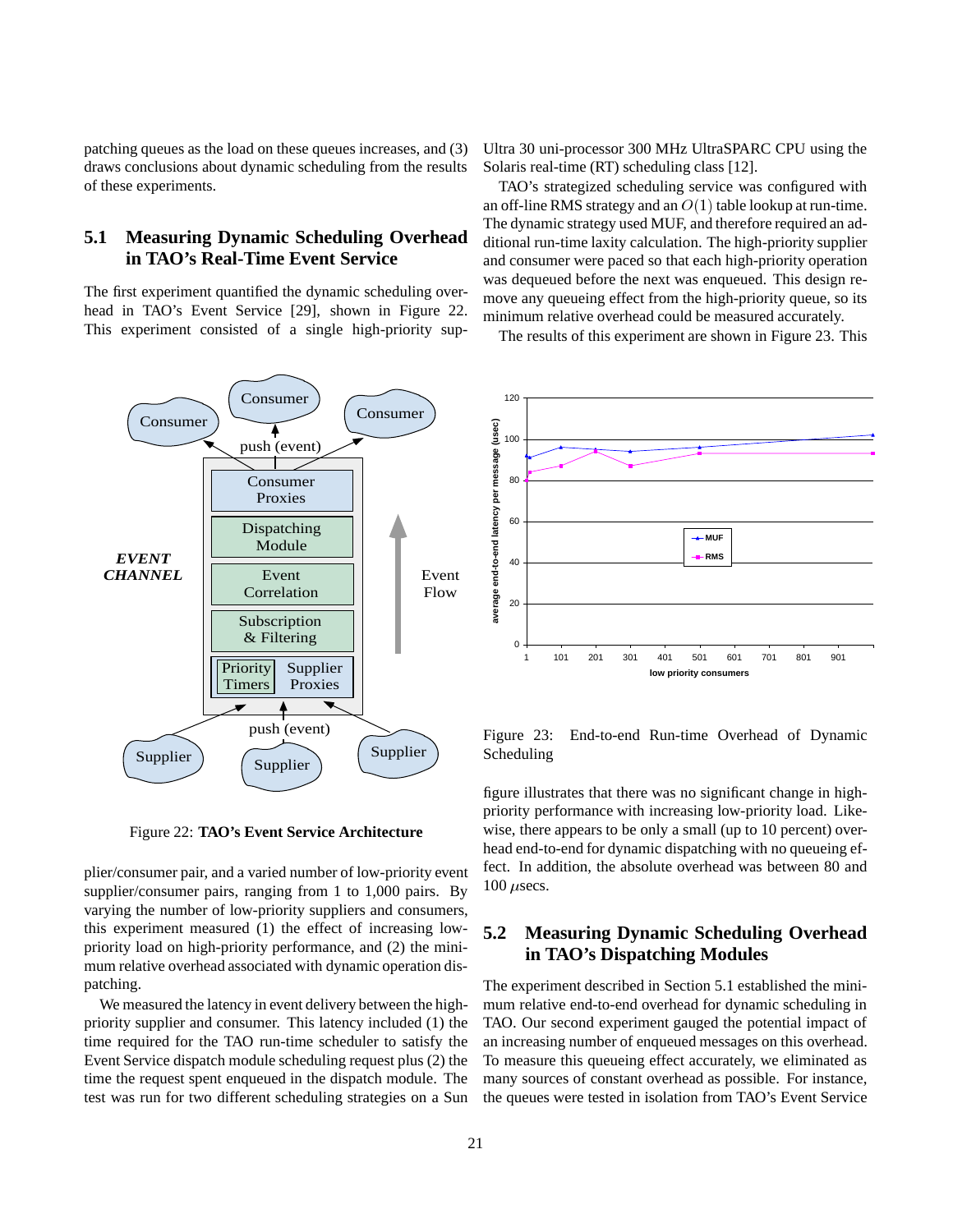patching queues as the load on these queues increases, and (3) draws conclusions about dynamic scheduling from the results of these experiments.

## 5.1 Measuring Dynamic Scheduling Overhead in TAO's Real-Time Event Service

The first experiment quantified the dynamic scheduling overhead in TAO's Event Service [29], shown in Figure 22. This experiment consisted of a single high-priority supplier/consumer pair, and a varied number of low-priority event supplier/consumer pairs, ranging from 1 to 1,000 pairs. By varying the number of low-priority suppliers and consumers, this experiment measured (1) the effect of increasing low-priority load on high-priority performance, and (2) the minimum relative overhead associated with dynamic operation dispatching.

Figure 22: **TAO's Event Service Architecture**

We measured the latency in event delivery between the high-priority supplier and consumer. This latency included (1) the time required for the TAO run-time scheduler to satisfy the Event Service dispatch module scheduling request plus (2) the time the request spent enqueued in the dispatch module. The test was run for two different scheduling strategies on a Sun Ultra 30 uni-processor 300 MHz UltraSPARC CPU using the Solaris real-time (RT) scheduling class [12].

TAO's strategized scheduling service was configured with an off-line RMS strategy and an $O(1)$ table lookup at run-time. The dynamic strategy used MUF, and therefore required an additional run-time laxity calculation. The high-priority supplier and consumer were paced so that each high-priority operation was dequeued before the next was enqueued. This design remove any queueing effect from the high-priority queue, so its minimum relative overhead could be measured accurately.

The results of this experiment are shown in Figure 23. This figure illustrates that there was no significant change in high-priority performance with increasing low-priority load. Likewise, there appears to be only a small (up to 10 percent) overhead end-to-end for dynamic dispatching with no queueing effect. In addition, the absolute overhead was between 80 and 100 $\mu$secs.

Figure 23: End-to-end Run-time Overhead of Dynamic Scheduling

## 5.2 Measuring Dynamic Scheduling Overhead in TAO's Dispatching Modules

The experiment described in Section 5.1 established the minimum relative end-to-end overhead for dynamic scheduling in TAO. Our second experiment gauged the potential impact of an increasing number of enqueued messages on this overhead. To measure this queueing effect accurately, we eliminated as many sources of constant overhead as possible. For instance, the queues were tested in isolation from TAO's Event Service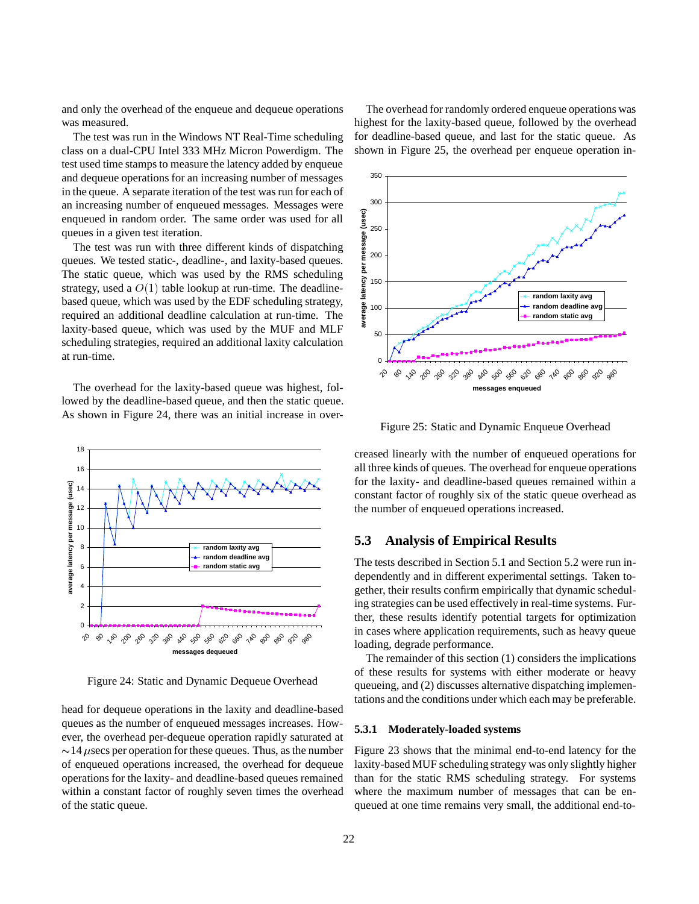and only the overhead of the enqueue and dequeue operations was measured.

The test was run in the Windows NT Real-Time scheduling class on a dual-CPU Intel 333 MHz Micron Powerdigm. The test used time stamps to measure the latency added by enqueue and dequeue operations for an increasing number of messages in the queue. A separate iteration of the test was run for each of an increasing number of enqueued messages. Messages were enqueued in random order. The same order was used for all queues in a given test iteration.

The test was run with three different kinds of dispatching queues. We tested static-, deadline-, and laxity-based queues. The static queue, which was used by the RMS scheduling strategy, used a $O(1)$ table lookup at run-time. The deadline-based queue, which was used by the EDF scheduling strategy, required an additional deadline calculation at run-time. The laxity-based queue, which was used by the MUF and MLF scheduling strategies, required an additional laxity calculation at run-time.

The overhead for the laxity-based queue was highest, followed by the deadline-based queue, and then the static queue. As shown in Figure 24, there was an initial increase in overhead for dequeue operations in the laxity and deadline-based queues as the number of enqueued messages increases. However, the overhead per-dequeue operation rapidly saturated at $\sim$14 $\mu$secs per operation for these queues. Thus, as the number of enqueued operations increased, the overhead for dequeue operations for the laxity- and deadline-based queues remained within a constant factor of roughly seven times the overhead of the static queue.

Figure 24: Static and Dynamic Dequeue Overhead

The overhead for randomly ordered enqueue operations was highest for the laxity-based queue, followed by the overhead for deadline-based queue, and last for the static queue. As shown in Figure 25, the overhead per enqueue operation increased linearly with the number of enqueued operations for all three kinds of queues. The overhead for enqueue operations for the laxity- and deadline-based queues remained within a constant factor of roughly six of the static queue overhead as the number of enqueued operations increased.

Figure 25: Static and Dynamic Enqueue Overhead

## 5.3 Analysis of Empirical Results

The tests described in Section 5.1 and Section 5.2 were run independently and in different experimental settings. Taken together, their results confirm empirically that dynamic scheduling strategies can be used effectively in real-time systems. Further, these results identify potential targets for optimization in cases where application requirements, such as heavy queue loading, degrade performance.

The remainder of this section (1) considers the implications of these results for systems with either moderate or heavy queueing, and (2) discusses alternative dispatching implementations and the conditions under which each may be preferable.

### 5.3.1 Moderately-loaded systems

Figure 23 shows that the minimal end-to-end latency for the laxity-based MUF scheduling strategy was only slightly higher than for the static RMS scheduling strategy. For systems where the maximum number of messages that can be enqueued at one time remains very small, the additional end-to-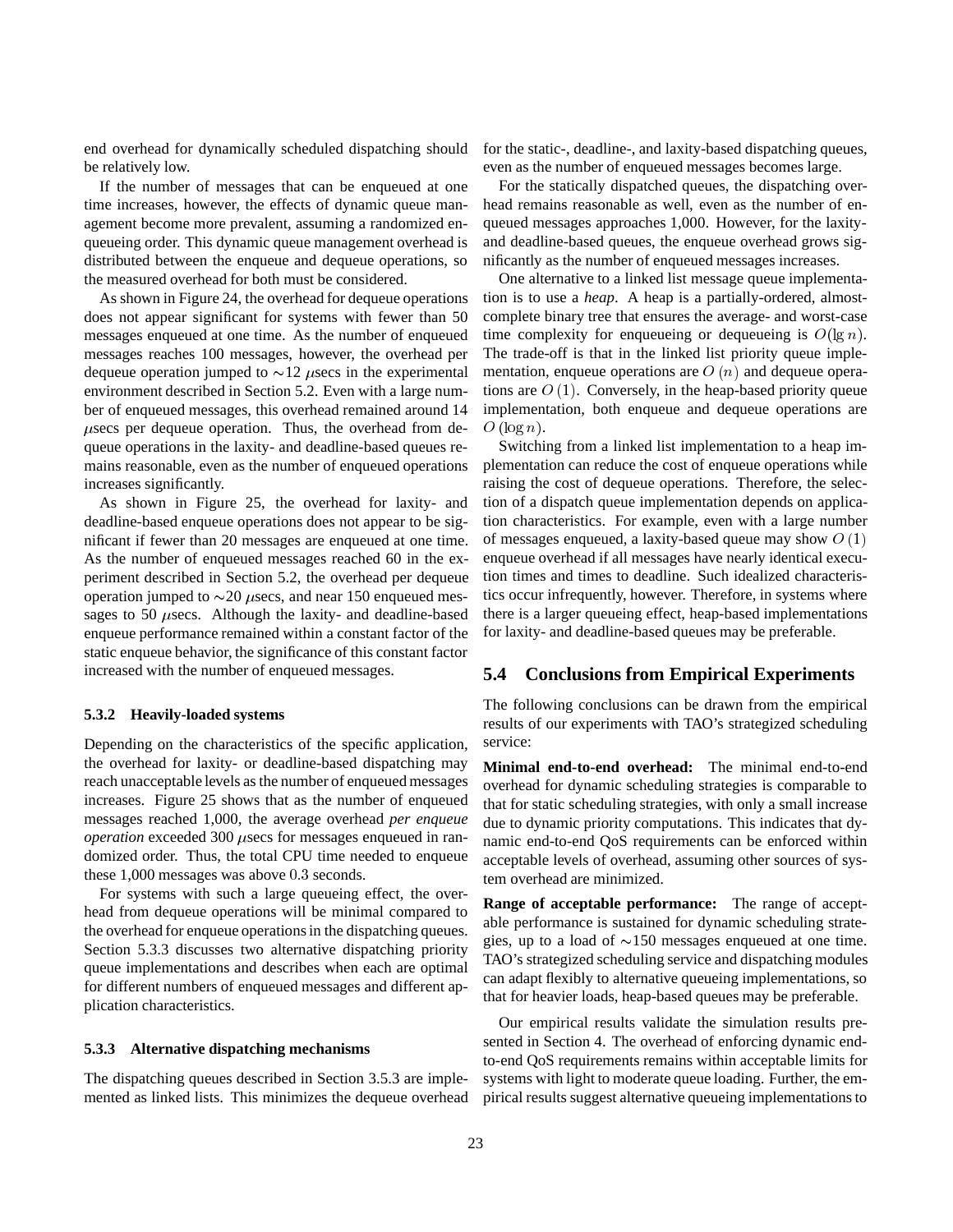end overhead for dynamically scheduled dispatching should be relatively low.

If the number of messages that can be enqueued at one time increases, however, the effects of dynamic queue management become more prevalent, assuming a randomized enqueueing order. This dynamic queue management overhead is distributed between the enqueue and dequeue operations, so the measured overhead for both must be considered.

As shown in Figure 24, the overhead for dequeue operations does not appear significant for systems with fewer than 50 messages enqueued at one time. As the number of enqueued messages reaches 100 messages, however, the overhead per dequeue operation jumped to $\sim$12 $\mu$secs in the experimental environment described in Section 5.2. Even with a large number of enqueued messages, this overhead remained around 14 $\mu$secs per dequeue operation. Thus, the overhead from dequeue operations in the laxity- and deadline-based queues remains reasonable, even as the number of enqueued operations increases significantly.

As shown in Figure 25, the overhead for laxity- and deadline-based enqueue operations does not appear to be significant if fewer than 20 messages are enqueued at one time. As the number of enqueued messages reached 60 in the experiment described in Section 5.2, the overhead per dequeue operation jumped to $\sim$20 $\mu$secs, and near 150 enqueued messages to 50 $\mu$secs. Although the laxity- and deadline-based enqueue performance remained within a constant factor of the static enqueue behavior, the significance of this constant factor increased with the number of enqueued messages.

#### 5.3.2 Heavily-loaded systems

Depending on the characteristics of the specific application, the overhead for laxity- or deadline-based dispatching may reach unacceptable levels as the number of enqueued messages increases. Figure 25 shows that as the number of enqueued messages reached 1,000, the average overhead *per enqueue operation* exceeded 300 $\mu$secs for messages enqueued in randomized order. Thus, the total CPU time needed to enqueue these 1,000 messages was above 0.3 seconds.

For systems with such a large queueing effect, the overhead from dequeue operations will be minimal compared to the overhead for enqueue operations in the dispatching queues. Section 5.3.3 discusses two alternative dispatching priority queue implementations and describes when each are optimal for different numbers of enqueued messages and different application characteristics.

#### 5.3.3 Alternative dispatching mechanisms

The dispatching queues described in Section 3.5.3 are implemented as linked lists. This minimizes the dequeue overhead for the static-, deadline-, and laxity-based dispatching queues, even as the number of enqueued messages becomes large.

For the statically dispatched queues, the dispatching overhead remains reasonable as well, even as the number of enqueued messages approaches 1,000. However, for the laxity- and deadline-based queues, the enqueue overhead grows significantly as the number of enqueued messages increases.

One alternative to a linked list message queue implementation is to use a *heap*. A heap is a partially-ordered, almost-complete binary tree that ensures the average- and worst-case time complexity for enqueueing or dequeueing is $O(\lg n)$. The trade-off is that in the linked list priority queue implementation, enqueue operations are $O(n)$ and dequeue operations are $O(1)$. Conversely, in the heap-based priority queue implementation, both enqueue and dequeue operations are $O(\log n)$.

Switching from a linked list implementation to a heap implementation can reduce the cost of enqueue operations while raising the cost of dequeue operations. Therefore, the selection of a dispatch queue implementation depends on application characteristics. For example, even with a large number of messages enqueued, a laxity-based queue may show $O(1)$ enqueue overhead if all messages have nearly identical execution times and times to deadline. Such idealized characteristics occur infrequently, however. Therefore, in systems where there is a larger queueing effect, heap-based implementations for laxity- and deadline-based queues may be preferable.

## 5.4 Conclusions from Empirical Experiments

The following conclusions can be drawn from the empirical results of our experiments with TAO's strategized scheduling service:

**Minimal end-to-end overhead:** The minimal end-to-end overhead for dynamic scheduling strategies is comparable to that for static scheduling strategies, with only a small increase due to dynamic priority computations. This indicates that dynamic end-to-end QoS requirements can be enforced within acceptable levels of overhead, assuming other sources of system overhead are minimized.

**Range of acceptable performance:** The range of acceptable performance is sustained for dynamic scheduling strategies, up to a load of $\sim$150 messages enqueued at one time. TAO's strategized scheduling service and dispatching modules can adapt flexibly to alternative queueing implementations, so that for heavier loads, heap-based queues may be preferable.

Our empirical results validate the simulation results presented in Section 4. The overhead of enforcing dynamic end-to-end QoS requirements remains within acceptable limits for systems with light to moderate queue loading. Further, the empirical results suggest alternative queueing implementations to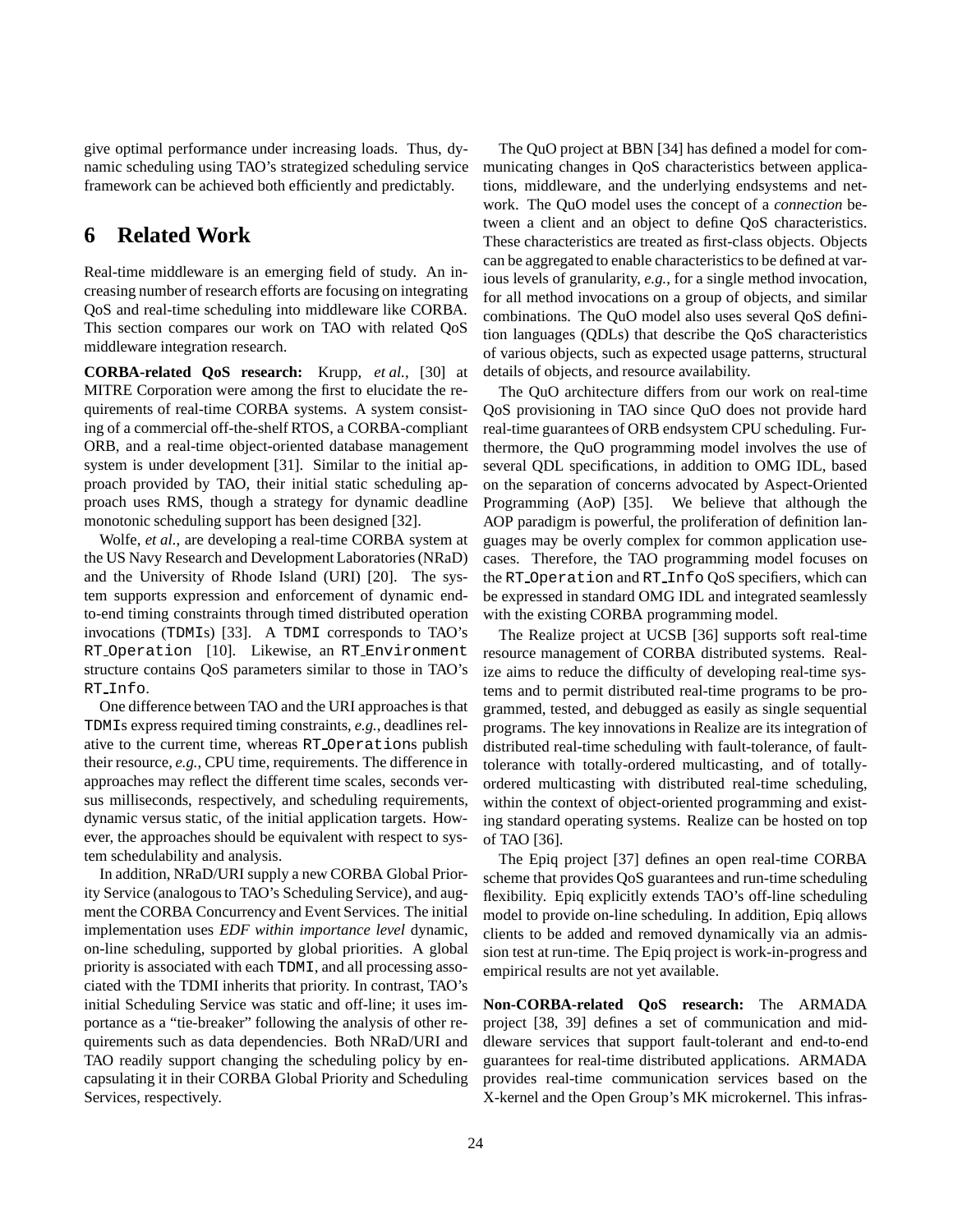give optimal performance under increasing loads. Thus, dynamic scheduling using TAO's strategized scheduling service framework can be achieved both efficiently and predictably.

# 6 Related Work

Real-time middleware is an emerging field of study. An increasing number of research efforts are focusing on integrating QoS and real-time scheduling into middleware like CORBA. This section compares our work on TAO with related QoS middleware integration research.

**CORBA-related QoS research:** Krupp, *et al.*, [30] at MITRE Corporation were among the first to elucidate the requirements of real-time CORBA systems. A system consisting of a commercial off-the-shelf RTOS, a CORBA-compliant ORB, and a real-time object-oriented database management system is under development [31]. Similar to the initial approach provided by TAO, their initial static scheduling approach uses RMS, though a strategy for dynamic deadline monotonic scheduling support has been designed [32].

Wolfe, *et al.*, are developing a real-time CORBA system at the US Navy Research and Development Laboratories (NRaD) and the University of Rhode Island (URI) [20]. The system supports expression and enforcement of dynamic end-to-end timing constraints through timed distributed operation invocations (`TDMI`s) [33]. A `TDMI` corresponds to TAO's `RT_Operation` [10]. Likewise, an `RT_Environment` structure contains QoS parameters similar to those in TAO's `RT_Info`.

One difference between TAO and the URI approaches is that `TDMI`s express required timing constraints, *e.g.*, deadlines relative to the current time, whereas `RT_Operation`s publish their resource, *e.g.*, CPU time, requirements. The difference in approaches may reflect the different time scales, seconds versus milliseconds, respectively, and scheduling requirements, dynamic versus static, of the initial application targets. However, the approaches should be equivalent with respect to system schedulability and analysis.

In addition, NRaD/URI supply a new CORBA Global Priority Service (analogous to TAO's Scheduling Service), and augment the CORBA Concurrency and Event Services. The initial implementation uses *EDF within importance level* dynamic, on-line scheduling, supported by global priorities. A global priority is associated with each `TDMI`, and all processing associated with the TDMI inherits that priority. In contrast, TAO's initial Scheduling Service was static and off-line; it uses importance as a "tie-breaker" following the analysis of other requirements such as data dependencies. Both NRaD/URI and TAO readily support changing the scheduling policy by encapsulating it in their CORBA Global Priority and Scheduling Services, respectively.

The QuO project at BBN [34] has defined a model for communicating changes in QoS characteristics between applications, middleware, and the underlying endsystems and network. The QuO model uses the concept of a *connection* between a client and an object to define QoS characteristics. These characteristics are treated as first-class objects. Objects can be aggregated to enable characteristics to be defined at various levels of granularity, *e.g.*, for a single method invocation, for all method invocations on a group of objects, and similar combinations. The QuO model also uses several QoS definition languages (QDLs) that describe the QoS characteristics of various objects, such as expected usage patterns, structural details of objects, and resource availability.

The QuO architecture differs from our work on real-time QoS provisioning in TAO since QuO does not provide hard real-time guarantees of ORB endsystem CPU scheduling. Furthermore, the QuO programming model involves the use of several QDL specifications, in addition to OMG IDL, based on the separation of concerns advocated by Aspect-Oriented Programming (AoP) [35]. We believe that although the AOP paradigm is powerful, the proliferation of definition languages may be overly complex for common application use-cases. Therefore, the TAO programming model focuses on the `RT_Operation` and `RT_Info` QoS specifiers, which can be expressed in standard OMG IDL and integrated seamlessly with the existing CORBA programming model.

The Realize project at UCSB [36] supports soft real-time resource management of CORBA distributed systems. Realize aims to reduce the difficulty of developing real-time systems and to permit distributed real-time programs to be programmed, tested, and debugged as easily as single sequential programs. The key innovations in Realize are its integration of distributed real-time scheduling with fault-tolerance, of fault-tolerance with totally-ordered multicasting, and of totally-ordered multicasting with distributed real-time scheduling, within the context of object-oriented programming and existing standard operating systems. Realize can be hosted on top of TAO [36].

The Epiq project [37] defines an open real-time CORBA scheme that provides QoS guarantees and run-time scheduling flexibility. Epiq explicitly extends TAO's off-line scheduling model to provide on-line scheduling. In addition, Epiq allows clients to be added and removed dynamically via an admission test at run-time. The Epiq project is work-in-progress and empirical results are not yet available.

**Non-CORBA-related QoS research:** The ARMADA project [38, 39] defines a set of communication and middleware services that support fault-tolerant and end-to-end guarantees for real-time distributed applications. ARMADA provides real-time communication services based on the X-kernel and the Open Group's MK microkernel. This infras-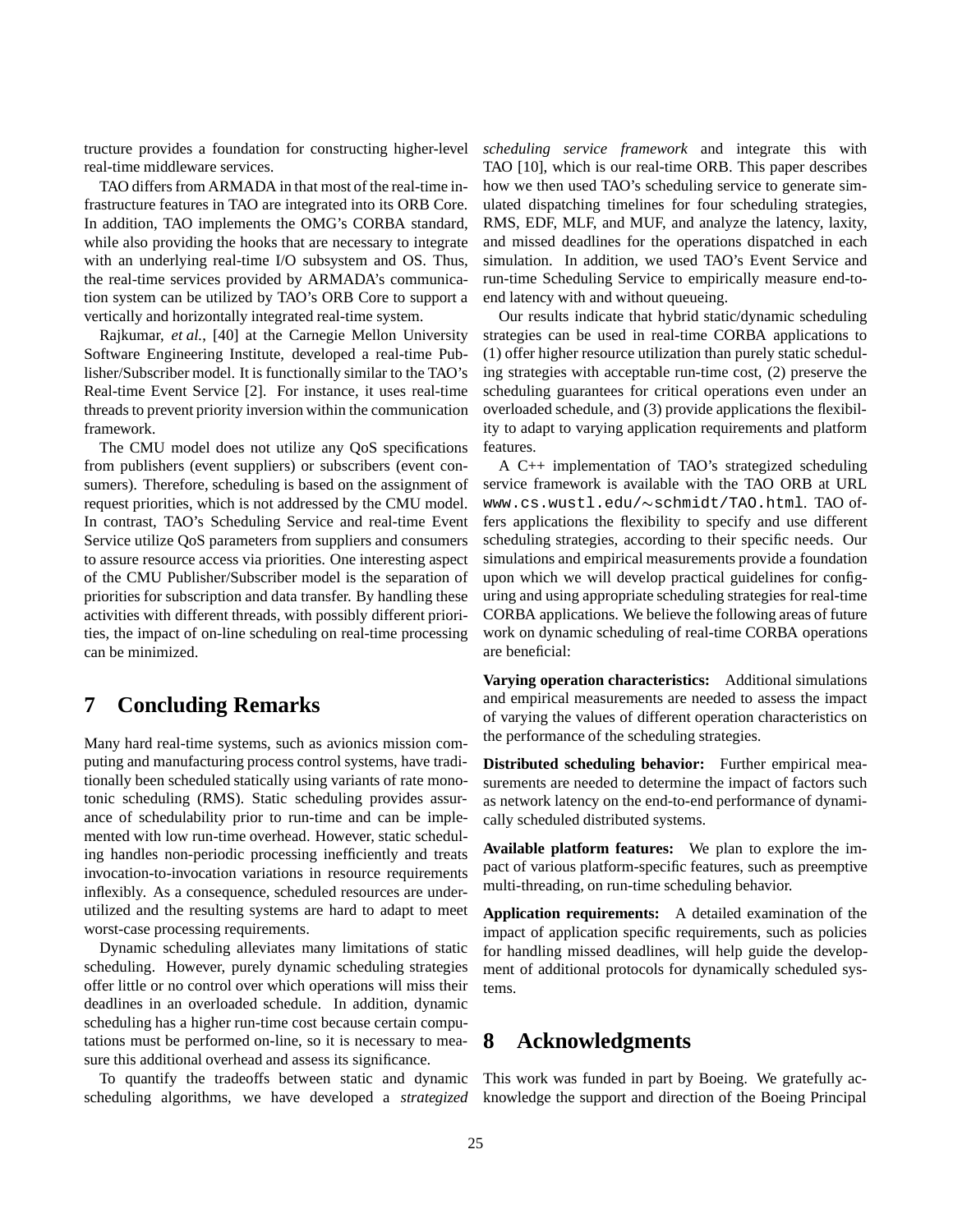tructure provides a foundation for constructing higher-level real-time middleware services.

TAO differs from ARMADA in that most of the real-time infrastructure features in TAO are integrated into its ORB Core. In addition, TAO implements the OMG's CORBA standard, while also providing the hooks that are necessary to integrate with an underlying real-time I/O subsystem and OS. Thus, the real-time services provided by ARMADA's communication system can be utilized by TAO's ORB Core to support a vertically and horizontally integrated real-time system.

Rajkumar, *et al.*, [40] at the Carnegie Mellon University Software Engineering Institute, developed a real-time Publisher/Subscriber model. It is functionally similar to the TAO's Real-time Event Service [2]. For instance, it uses real-time threads to prevent priority inversion within the communication framework.

The CMU model does not utilize any QoS specifications from publishers (event suppliers) or subscribers (event consumers). Therefore, scheduling is based on the assignment of request priorities, which is not addressed by the CMU model. In contrast, TAO's Scheduling Service and real-time Event Service utilize QoS parameters from suppliers and consumers to assure resource access via priorities. One interesting aspect of the CMU Publisher/Subscriber model is the separation of priorities for subscription and data transfer. By handling these activities with different threads, with possibly different priorities, the impact of on-line scheduling on real-time processing can be minimized.

# 7 Concluding Remarks

Many hard real-time systems, such as avionics mission computing and manufacturing process control systems, have traditionally been scheduled statically using variants of rate monotonic scheduling (RMS). Static scheduling provides assurance of schedulability prior to run-time and can be implemented with low run-time overhead. However, static scheduling handles non-periodic processing inefficiently and treats invocation-to-invocation variations in resource requirements inflexibly. As a consequence, scheduled resources are underutilized and the resulting systems are hard to adapt to meet worst-case processing requirements.

Dynamic scheduling alleviates many limitations of static scheduling. However, purely dynamic scheduling strategies offer little or no control over which operations will miss their deadlines in an overloaded schedule. In addition, dynamic scheduling has a higher run-time cost because certain computations must be performed on-line, so it is necessary to measure this additional overhead and assess its significance.

To quantify the tradeoffs between static and dynamic scheduling algorithms, we have developed a *strategized scheduling service framework* and integrate this with TAO [10], which is our real-time ORB. This paper describes how we then used TAO's scheduling service to generate simulated dispatching timelines for four scheduling strategies, RMS, EDF, MLF, and MUF, and analyze the latency, laxity, and missed deadlines for the operations dispatched in each simulation. In addition, we used TAO's Event Service and run-time Scheduling Service to empirically measure end-to-end latency with and without queueing.

Our results indicate that hybrid static/dynamic scheduling strategies can be used in real-time CORBA applications to (1) offer higher resource utilization than purely static scheduling strategies with acceptable run-time cost, (2) preserve the scheduling guarantees for critical operations even under an overloaded schedule, and (3) provide applications the flexibility to adapt to varying application requirements and platform features.

A C++ implementation of TAO's strategized scheduling service framework is available with the TAO ORB at URL `www.cs.wustl.edu/~schmidt/TAO.html`. TAO offers applications the flexibility to specify and use different scheduling strategies, according to their specific needs. Our simulations and empirical measurements provide a foundation upon which we will develop practical guidelines for configuring and using appropriate scheduling strategies for real-time CORBA applications. We believe the following areas of future work on dynamic scheduling of real-time CORBA operations are beneficial:

**Varying operation characteristics:** Additional simulations and empirical measurements are needed to assess the impact of varying the values of different operation characteristics on the performance of the scheduling strategies.

**Distributed scheduling behavior:** Further empirical measurements are needed to determine the impact of factors such as network latency on the end-to-end performance of dynamically scheduled distributed systems.

**Available platform features:** We plan to explore the impact of various platform-specific features, such as preemptive multi-threading, on run-time scheduling behavior.

**Application requirements:** A detailed examination of the impact of application specific requirements, such as policies for handling missed deadlines, will help guide the development of additional protocols for dynamically scheduled systems.

# 8 Acknowledgments

This work was funded in part by Boeing. We gratefully acknowledge the support and direction of the Boeing Principal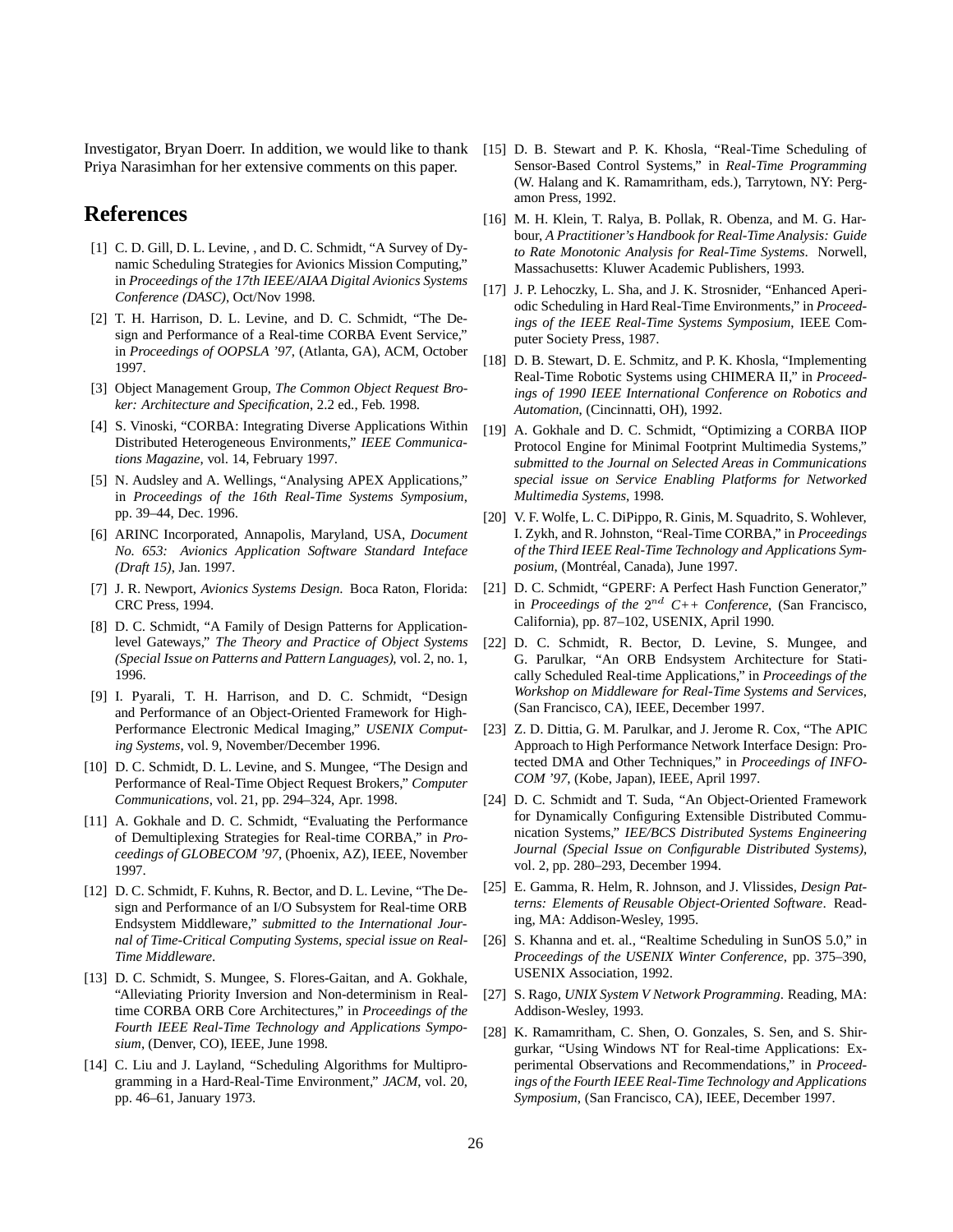Investigator, Bryan Doerr. In addition, we would like to thank Priya Narasimhan for her extensive comments on this paper.

## References

[1] C. D. Gill, D. L. Levine, , and D. C. Schmidt, "A Survey of Dynamic Scheduling Strategies for Avionics Mission Computing," in *Proceedings of the 17th IEEE/AIAA Digital Avionics Systems Conference (DASC)*, Oct/Nov 1998.

[2] T. H. Harrison, D. L. Levine, and D. C. Schmidt, "The Design and Performance of a Real-time CORBA Event Service," in *Proceedings of OOPSLA '97*, (Atlanta, GA), ACM, October 1997.

[3] Object Management Group, *The Common Object Request Broker: Architecture and Specification*, 2.2 ed., Feb. 1998.

[4] S. Vinoski, "CORBA: Integrating Diverse Applications Within Distributed Heterogeneous Environments," *IEEE Communications Magazine*, vol. 14, February 1997.

[5] N. Audsley and A. Wellings, "Analysing APEX Applications," in *Proceedings of the 16th Real-Time Systems Symposium*, pp. 39–44, Dec. 1996.

[6] ARINC Incorporated, Annapolis, Maryland, USA, *Document No. 653: Avionics Application Software Standard Inteface (Draft 15)*, Jan. 1997.

[7] J. R. Newport, *Avionics Systems Design*. Boca Raton, Florida: CRC Press, 1994.

[8] D. C. Schmidt, "A Family of Design Patterns for Application-level Gateways," *The Theory and Practice of Object Systems (Special Issue on Patterns and Pattern Languages)*, vol. 2, no. 1, 1996.

[9] I. Pyarali, T. H. Harrison, and D. C. Schmidt, "Design and Performance of an Object-Oriented Framework for High-Performance Electronic Medical Imaging," *USENIX Computing Systems*, vol. 9, November/December 1996.

[10] D. C. Schmidt, D. L. Levine, and S. Mungee, "The Design and Performance of Real-Time Object Request Brokers," *Computer Communications*, vol. 21, pp. 294–324, Apr. 1998.

[11] A. Gokhale and D. C. Schmidt, "Evaluating the Performance of Demultiplexing Strategies for Real-time CORBA," in *Proceedings of GLOBECOM '97*, (Phoenix, AZ), IEEE, November 1997.

[12] D. C. Schmidt, F. Kuhns, R. Bector, and D. L. Levine, "The Design and Performance of an I/O Subsystem for Real-time ORB Endsystem Middleware," *submitted to the International Journal of Time-Critical Computing Systems, special issue on Real-Time Middleware*.

[13] D. C. Schmidt, S. Mungee, S. Flores-Gaitan, and A. Gokhale, "Alleviating Priority Inversion and Non-determinism in Real-time CORBA ORB Core Architectures," in *Proceedings of the Fourth IEEE Real-Time Technology and Applications Symposium*, (Denver, CO), IEEE, June 1998.

[14] C. Liu and J. Layland, "Scheduling Algorithms for Multiprogramming in a Hard-Real-Time Environment," *JACM*, vol. 20, pp. 46–61, January 1973.

[15] D. B. Stewart and P. K. Khosla, "Real-Time Scheduling of Sensor-Based Control Systems," in *Real-Time Programming* (W. Halang and K. Ramamritham, eds.), Tarrytown, NY: Pergamon Press, 1992.

[16] M. H. Klein, T. Ralya, B. Pollak, R. Obenza, and M. G. Harbour, *A Practitioner's Handbook for Real-Time Analysis: Guide to Rate Monotonic Analysis for Real-Time Systems*. Norwell, Massachusetts: Kluwer Academic Publishers, 1993.

[17] J. P. Lehoczky, L. Sha, and J. K. Strosnider, "Enhanced Aperiodic Scheduling in Hard Real-Time Environments," in *Proceedings of the IEEE Real-Time Systems Symposium*, IEEE Computer Society Press, 1987.

[18] D. B. Stewart, D. E. Schmitz, and P. K. Khosla, "Implementing Real-Time Robotic Systems using CHIMERA II," in *Proceedings of 1990 IEEE International Conference on Robotics and Automation*, (Cincinnatti, OH), 1992.

[19] A. Gokhale and D. C. Schmidt, "Optimizing a CORBA IIOP Protocol Engine for Minimal Footprint Multimedia Systems," *submitted to the Journal on Selected Areas in Communications special issue on Service Enabling Platforms for Networked Multimedia Systems*, 1998.

[20] V. F. Wolfe, L. C. DiPippo, R. Ginis, M. Squadrito, S. Wohlever, I. Zykh, and R. Johnston, "Real-Time CORBA," in *Proceedings of the Third IEEE Real-Time Technology and Applications Symposium*, (Montréal, Canada), June 1997.

[21] D. C. Schmidt, "GPERF: A Perfect Hash Function Generator," in *Proceedings of the $2^{nd}$ C++ Conference*, (San Francisco, California), pp. 87–102, USENIX, April 1990.

[22] D. C. Schmidt, R. Bector, D. Levine, S. Mungee, and G. Parulkar, "An ORB Endsystem Architecture for Statically Scheduled Real-time Applications," in *Proceedings of the Workshop on Middleware for Real-Time Systems and Services*, (San Francisco, CA), IEEE, December 1997.

[23] Z. D. Dittia, G. M. Parulkar, and J. Jerome R. Cox, "The APIC Approach to High Performance Network Interface Design: Protected DMA and Other Techniques," in *Proceedings of INFOCOM '97*, (Kobe, Japan), IEEE, April 1997.

[24] D. C. Schmidt and T. Suda, "An Object-Oriented Framework for Dynamically Configuring Extensible Distributed Communication Systems," *IEE/BCS Distributed Systems Engineering Journal (Special Issue on Configurable Distributed Systems)*, vol. 2, pp. 280–293, December 1994.

[25] E. Gamma, R. Helm, R. Johnson, and J. Vlissides, *Design Patterns: Elements of Reusable Object-Oriented Software*. Reading, MA: Addison-Wesley, 1995.

[26] S. Khanna and et. al., "Realtime Scheduling in SunOS 5.0," in *Proceedings of the USENIX Winter Conference*, pp. 375–390, USENIX Association, 1992.

[27] S. Rago, *UNIX System V Network Programming*. Reading, MA: Addison-Wesley, 1993.

[28] K. Ramamritham, C. Shen, O. Gonzales, S. Sen, and S. Shirgurkar, "Using Windows NT for Real-time Applications: Experimental Observations and Recommendations," in *Proceedings of the Fourth IEEE Real-Time Technology and Applications Symposium*, (San Francisco, CA), IEEE, December 1997.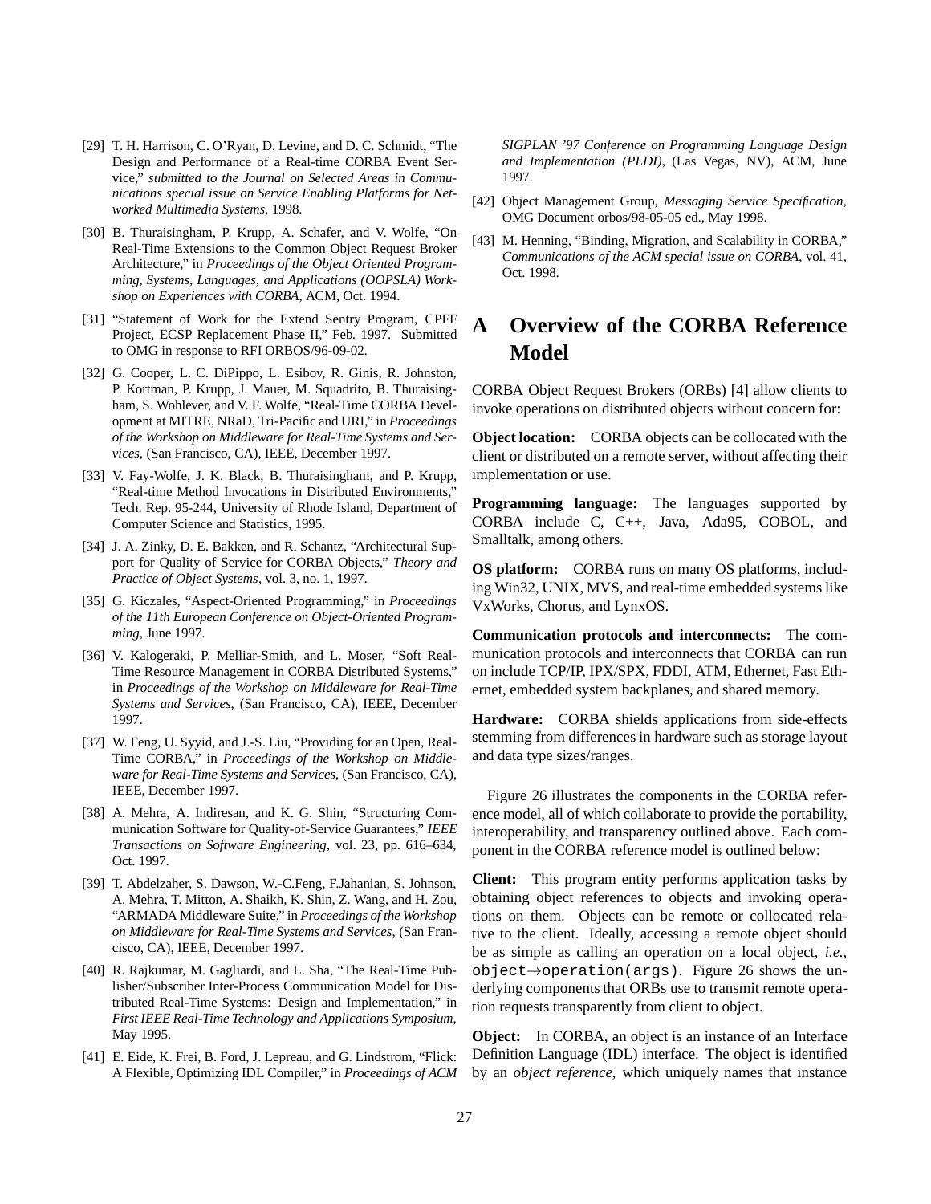[29] T. H. Harrison, C. O'Ryan, D. Levine, and D. C. Schmidt, "The Design and Performance of a Real-time CORBA Event Service," *submitted to the Journal on Selected Areas in Communications special issue on Service Enabling Platforms for Networked Multimedia Systems*, 1998.

[30] B. Thuraisingham, P. Krupp, A. Schafer, and V. Wolfe, "On Real-Time Extensions to the Common Object Request Broker Architecture," in *Proceedings of the Object Oriented Programming, Systems, Languages, and Applications (OOPSLA) Workshop on Experiences with CORBA*, ACM, Oct. 1994.

[31] "Statement of Work for the Extend Sentry Program, CPFF Project, ECSP Replacement Phase II," Feb. 1997. Submitted to OMG in response to RFI ORBOS/96-09-02.

[32] G. Cooper, L. C. DiPippo, L. Esibov, R. Ginis, R. Johnston, P. Kortman, P. Krupp, J. Mauer, M. Squadrito, B. Thuraisingham, S. Wohlever, and V. F. Wolfe, "Real-Time CORBA Development at MITRE, NRaD, Tri-Pacific and URI," in *Proceedings of the Workshop on Middleware for Real-Time Systems and Services*, (San Francisco, CA), IEEE, December 1997.

[33] V. Fay-Wolfe, J. K. Black, B. Thuraisingham, and P. Krupp, "Real-time Method Invocations in Distributed Environments," Tech. Rep. 95-244, University of Rhode Island, Department of Computer Science and Statistics, 1995.

[34] J. A. Zinky, D. E. Bakken, and R. Schantz, "Architectural Support for Quality of Service for CORBA Objects," *Theory and Practice of Object Systems*, vol. 3, no. 1, 1997.

[35] G. Kiczales, "Aspect-Oriented Programming," in *Proceedings of the 11th European Conference on Object-Oriented Programming*, June 1997.

[36] V. Kalogeraki, P. Melliar-Smith, and L. Moser, "Soft Real-Time Resource Management in CORBA Distributed Systems," in *Proceedings of the Workshop on Middleware for Real-Time Systems and Services*, (San Francisco, CA), IEEE, December 1997.

[37] W. Feng, U. Syyid, and J.-S. Liu, "Providing for an Open, Real-Time CORBA," in *Proceedings of the Workshop on Middleware for Real-Time Systems and Services*, (San Francisco, CA), IEEE, December 1997.

[38] A. Mehra, A. Indiresan, and K. G. Shin, "Structuring Communication Software for Quality-of-Service Guarantees," *IEEE Transactions on Software Engineering*, vol. 23, pp. 616–634, Oct. 1997.

[39] T. Abdelzaher, S. Dawson, W.-C.Feng, F.Jahanian, S. Johnson, A. Mehra, T. Mitton, A. Shaikh, K. Shin, Z. Wang, and H. Zou, "ARMADA Middleware Suite," in *Proceedings of the Workshop on Middleware for Real-Time Systems and Services*, (San Francisco, CA), IEEE, December 1997.

[40] R. Rajkumar, M. Gagliardi, and L. Sha, "The Real-Time Publisher/Subscriber Inter-Process Communication Model for Distributed Real-Time Systems: Design and Implementation," in *First IEEE Real-Time Technology and Applications Symposium*, May 1995.

[41] E. Eide, K. Frei, B. Ford, J. Lepreau, and G. Lindstrom, "Flick: A Flexible, Optimizing IDL Compiler," in *Proceedings of ACM SIGPLAN '97 Conference on Programming Language Design and Implementation (PLDI)*, (Las Vegas, NV), ACM, June 1997.

[42] Object Management Group, *Messaging Service Specification*, OMG Document orbos/98-05-05 ed., May 1998.

[43] M. Henning, "Binding, Migration, and Scalability in CORBA," *Communications of the ACM special issue on CORBA*, vol. 41, Oct. 1998.

# A Overview of the CORBA Reference Model

CORBA Object Request Brokers (ORBs) [4] allow clients to invoke operations on distributed objects without concern for:

**Object location:** CORBA objects can be collocated with the client or distributed on a remote server, without affecting their implementation or use.

**Programming language:** The languages supported by CORBA include C, C++, Java, Ada95, COBOL, and Smalltalk, among others.

**OS platform:** CORBA runs on many OS platforms, including Win32, UNIX, MVS, and real-time embedded systems like VxWorks, Chorus, and LynxOS.

**Communication protocols and interconnects:** The communication protocols and interconnects that CORBA can run on include TCP/IP, IPX/SPX, FDDI, ATM, Ethernet, Fast Ethernet, embedded system backplanes, and shared memory.

**Hardware:** CORBA shields applications from side-effects stemming from differences in hardware such as storage layout and data type sizes/ranges.

Figure 26 illustrates the components in the CORBA reference model, all of which collaborate to provide the portability, interoperability, and transparency outlined above. Each component in the CORBA reference model is outlined below:

**Client:** This program entity performs application tasks by obtaining object references to objects and invoking operations on them. Objects can be remote or collocated relative to the client. Ideally, accessing a remote object should be as simple as calling an operation on a local object, *i.e.*, `object→operation(args)`. Figure 26 shows the underlying components that ORBs use to transmit remote operation requests transparently from client to object.

**Object:** In CORBA, an object is an instance of an Interface Definition Language (IDL) interface. The object is identified by an *object reference*, which uniquely names that instance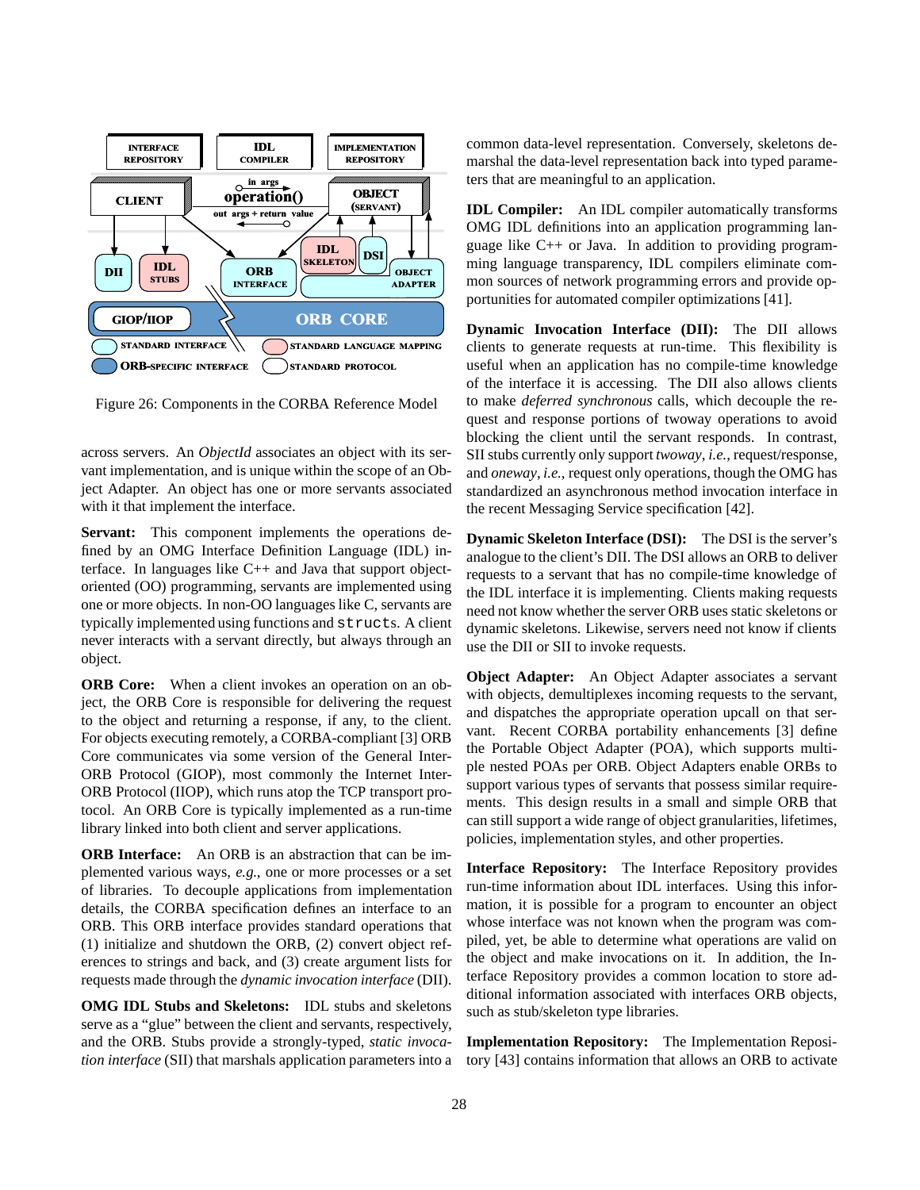INTERFACE REPOSITORY

IDL COMPILER

IMPLEMENTATION REPOSITORY

CLIENT

in args

operation()

out args + return value

OBJECT (SERVANT)

DII

IDL STUBS

ORB INTERFACE

IDL SKELETON

DSI

OBJECT ADAPTER

GIOP/IIOP

ORB CORE

STANDARD INTERFACE

STANDARD LANGUAGE MAPPING

ORB-SPECIFIC INTERFACE

STANDARD PROTOCOL

Figure 26: Components in the CORBA Reference Model

across servers. An *ObjectId* associates an object with its servant implementation, and is unique within the scope of an Object Adapter. An object has one or more servants associated with it that implement the interface.

**Servant:** This component implements the operations defined by an OMG Interface Definition Language (IDL) interface. In languages like C++ and Java that support object-oriented (OO) programming, servants are implemented using one or more objects. In non-OO languages like C, servants are typically implemented using functions and `structs`. A client never interacts with a servant directly, but always through an object.

**ORB Core:** When a client invokes an operation on an object, the ORB Core is responsible for delivering the request to the object and returning a response, if any, to the client. For objects executing remotely, a CORBA-compliant [3] ORB Core communicates via some version of the General Inter-ORB Protocol (GIOP), most commonly the Internet Inter-ORB Protocol (IIOP), which runs atop the TCP transport protocol. An ORB Core is typically implemented as a run-time library linked into both client and server applications.

**ORB Interface:** An ORB is an abstraction that can be implemented various ways, *e.g.*, one or more processes or a set of libraries. To decouple applications from implementation details, the CORBA specification defines an interface to an ORB. This ORB interface provides standard operations that (1) initialize and shutdown the ORB, (2) convert object references to strings and back, and (3) create argument lists for requests made through the *dynamic invocation interface* (DII).

**OMG IDL Stubs and Skeletons:** IDL stubs and skeletons serve as a "glue" between the client and servants, respectively, and the ORB. Stubs provide a strongly-typed, *static invocation interface* (SII) that marshals application parameters into a common data-level representation. Conversely, skeletons demarshal the data-level representation back into typed parameters that are meaningful to an application.

**IDL Compiler:** An IDL compiler automatically transforms OMG IDL definitions into an application programming language like C++ or Java. In addition to providing programming language transparency, IDL compilers eliminate common sources of network programming errors and provide opportunities for automated compiler optimizations [41].

**Dynamic Invocation Interface (DII):** The DII allows clients to generate requests at run-time. This flexibility is useful when an application has no compile-time knowledge of the interface it is accessing. The DII also allows clients to make *deferred synchronous* calls, which decouple the request and response portions of twoway operations to avoid blocking the client until the servant responds. In contrast, SII stubs currently only support *twoway*, *i.e.*, request/response, and *oneway*, *i.e.*, request only operations, though the OMG has standardized an asynchronous method invocation interface in the recent Messaging Service specification [42].

**Dynamic Skeleton Interface (DSI):** The DSI is the server's analogue to the client's DII. The DSI allows an ORB to deliver requests to a servant that has no compile-time knowledge of the IDL interface it is implementing. Clients making requests need not know whether the server ORB uses static skeletons or dynamic skeletons. Likewise, servers need not know if clients use the DII or SII to invoke requests.

**Object Adapter:** An Object Adapter associates a servant with objects, demultiplexes incoming requests to the servant, and dispatches the appropriate operation upcall on that servant. Recent CORBA portability enhancements [3] define the Portable Object Adapter (POA), which supports multiple nested POAs per ORB. Object Adapters enable ORBs to support various types of servants that possess similar requirements. This design results in a small and simple ORB that can still support a wide range of object granularities, lifetimes, policies, implementation styles, and other properties.

**Interface Repository:** The Interface Repository provides run-time information about IDL interfaces. Using this information, it is possible for a program to encounter an object whose interface was not known when the program was compiled, yet, be able to determine what operations are valid on the object and make invocations on it. In addition, the Interface Repository provides a common location to store additional information associated with interfaces ORB objects, such as stub/skeleton type libraries.

**Implementation Repository:** The Implementation Repository [43] contains information that allows an ORB to activate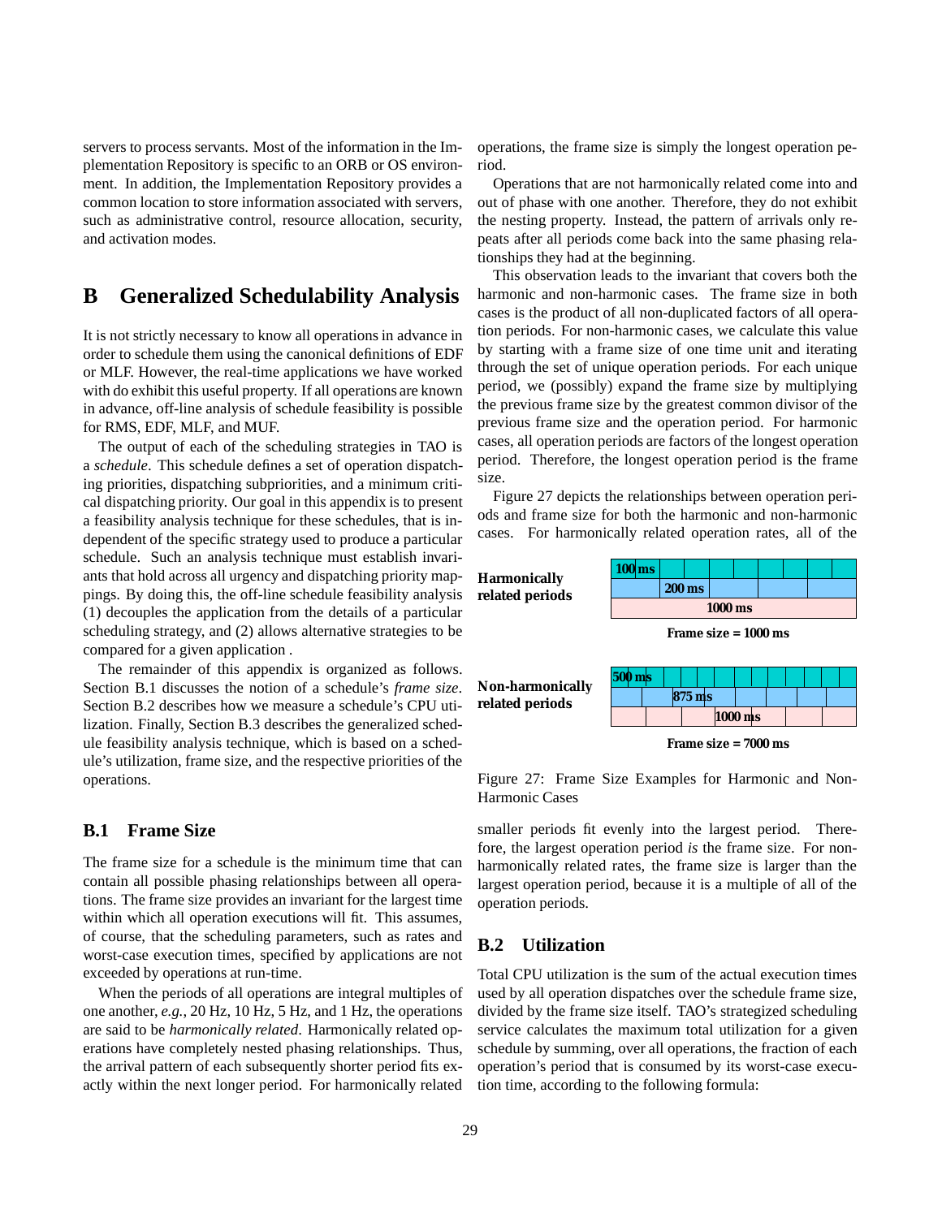servers to process servants. Most of the information in the Implementation Repository is specific to an ORB or OS environment. In addition, the Implementation Repository provides a common location to store information associated with servers, such as administrative control, resource allocation, security, and activation modes.

# B Generalized Schedulability Analysis

It is not strictly necessary to know all operations in advance in order to schedule them using the canonical definitions of EDF or MLF. However, the real-time applications we have worked with do exhibit this useful property. If all operations are known in advance, off-line analysis of schedule feasibility is possible for RMS, EDF, MLF, and MUF.

The output of each of the scheduling strategies in TAO is a *schedule*. This schedule defines a set of operation dispatching priorities, dispatching subpriorities, and a minimum critical dispatching priority. Our goal in this appendix is to present a feasibility analysis technique for these schedules, that is independent of the specific strategy used to produce a particular schedule. Such an analysis technique must establish invariants that hold across all urgency and dispatching priority mappings. By doing this, the off-line schedule feasibility analysis (1) decouples the application from the details of a particular scheduling strategy, and (2) allows alternative strategies to be compared for a given application .

The remainder of this appendix is organized as follows. Section B.1 discusses the notion of a schedule's *frame size*. Section B.2 describes how we measure a schedule's CPU utilization. Finally, Section B.3 describes the generalized schedule feasibility analysis technique, which is based on a schedule's utilization, frame size, and the respective priorities of the operations.

## B.1 Frame Size

The frame size for a schedule is the minimum time that can contain all possible phasing relationships between all operations. The frame size provides an invariant for the largest time within which all operation executions will fit. This assumes, of course, that the scheduling parameters, such as rates and worst-case execution times, specified by applications are not exceeded by operations at run-time.

When the periods of all operations are integral multiples of one another, *e.g.*, 20 Hz, 10 Hz, 5 Hz, and 1 Hz, the operations are said to be *harmonically related*. Harmonically related operations have completely nested phasing relationships. Thus, the arrival pattern of each subsequently shorter period fits exactly within the next longer period. For harmonically related operations, the frame size is simply the longest operation period.

Operations that are not harmonically related come into and out of phase with one another. Therefore, they do not exhibit the nesting property. Instead, the pattern of arrivals only repeats after all periods come back into the same phasing relationships they had at the beginning.

This observation leads to the invariant that covers both the harmonic and non-harmonic cases. The frame size in both cases is the product of all non-duplicated factors of all operation periods. For non-harmonic cases, we calculate this value by starting with a frame size of one time unit and iterating through the set of unique operation periods. For each unique period, we (possibly) expand the frame size by multiplying the previous frame size by the greatest common divisor of the previous frame size and the operation period. For harmonic cases, all operation periods are factors of the longest operation period. Therefore, the longest operation period is the frame size.

Figure 27 depicts the relationships between operation periods and frame size for both the harmonic and non-harmonic cases. For harmonically related operation rates, all of the smaller periods fit evenly into the largest period. Therefore, the largest operation period *is* the frame size. For non-harmonically related rates, the frame size is larger than the largest operation period, because it is a multiple of all of the operation periods.

**Harmonically related periods**: 100 ms, 200 ms, 1000 ms — Frame size = 1000 ms

**Non-harmonically related periods**: 500 ms, 875 ms, 1000 ms — Frame size = 7000 ms

Figure 27: Frame Size Examples for Harmonic and Non-Harmonic Cases

## B.2 Utilization

Total CPU utilization is the sum of the actual execution times used by all operation dispatches over the schedule frame size, divided by the frame size itself. TAO's strategized scheduling service calculates the maximum total utilization for a given schedule by summing, over all operations, the fraction of each operation's period that is consumed by its worst-case execution time, according to the following formula: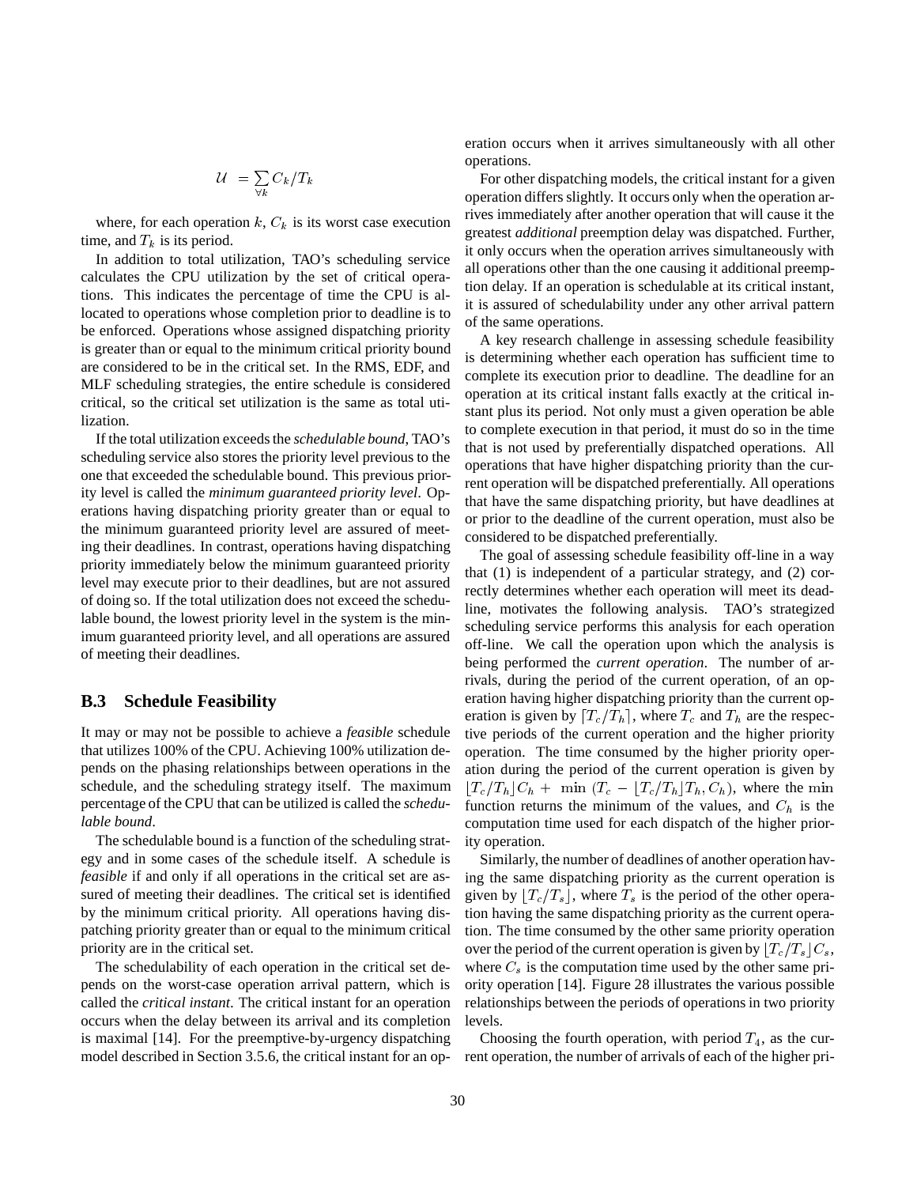$$\mathcal{U} = \sum_{\forall k} C_k / T_k$$

where, for each operation $k$, $C_k$ is its worst case execution time, and $T_k$ is its period.

In addition to total utilization, TAO's scheduling service calculates the CPU utilization by the set of critical operations. This indicates the percentage of time the CPU is allocated to operations whose completion prior to deadline is to be enforced. Operations whose assigned dispatching priority is greater than or equal to the minimum critical priority bound are considered to be in the critical set. In the RMS, EDF, and MLF scheduling strategies, the entire schedule is considered critical, so the critical set utilization is the same as total utilization.

If the total utilization exceeds the *schedulable bound*, TAO's scheduling service also stores the priority level previous to the one that exceeded the schedulable bound. This previous priority level is called the *minimum guaranteed priority level*. Operations having dispatching priority greater than or equal to the minimum guaranteed priority level are assured of meeting their deadlines. In contrast, operations having dispatching priority immediately below the minimum guaranteed priority level may execute prior to their deadlines, but are not assured of doing so. If the total utilization does not exceed the schedulable bound, the lowest priority level in the system is the minimum guaranteed priority level, and all operations are assured of meeting their deadlines.

### B.3 Schedule Feasibility

It may or may not be possible to achieve a *feasible* schedule that utilizes 100% of the CPU. Achieving 100% utilization depends on the phasing relationships between operations in the schedule, and the scheduling strategy itself. The maximum percentage of the CPU that can be utilized is called the *schedulable bound*.

The schedulable bound is a function of the scheduling strategy and in some cases of the schedule itself. A schedule is *feasible* if and only if all operations in the critical set are assured of meeting their deadlines. The critical set is identified by the minimum critical priority. All operations having dispatching priority greater than or equal to the minimum critical priority are in the critical set.

The schedulability of each operation in the critical set depends on the worst-case operation arrival pattern, which is called the *critical instant*. The critical instant for an operation occurs when the delay between its arrival and its completion is maximal [14]. For the preemptive-by-urgency dispatching model described in Section 3.5.6, the critical instant for an operation occurs when it arrives simultaneously with all other operations.

For other dispatching models, the critical instant for a given operation differs slightly. It occurs only when the operation arrives immediately after another operation that will cause it the greatest *additional* preemption delay was dispatched. Further, it only occurs when the operation arrives simultaneously with all operations other than the one causing it additional preemption delay. If an operation is schedulable at its critical instant, it is assured of schedulability under any other arrival pattern of the same operations.

A key research challenge in assessing schedule feasibility is determining whether each operation has sufficient time to complete its execution prior to deadline. The deadline for an operation at its critical instant falls exactly at the critical instant plus its period. Not only must a given operation be able to complete execution in that period, it must do so in the time that is not used by preferentially dispatched operations. All operations that have higher dispatching priority than the current operation will be dispatched preferentially. All operations that have the same dispatching priority, but have deadlines at or prior to the deadline of the current operation, must also be considered to be dispatched preferentially.

The goal of assessing schedule feasibility off-line in a way that (1) is independent of a particular strategy, and (2) correctly determines whether each operation will meet its deadline, motivates the following analysis. TAO's strategized scheduling service performs this analysis for each operation off-line. We call the operation upon which the analysis is being performed the *current operation*. The number of arrivals, during the period of the current operation, of an operation having higher dispatching priority than the current operation is given by $\lceil T_c/T_h \rceil$, where $T_c$ and $T_h$ are the respective periods of the current operation and the higher priority operation. The time consumed by the higher priority operation during the period of the current operation is given by $\lfloor T_c/T_h \rfloor C_h + \min(T_c - \lfloor T_c/T_h \rfloor T_h, C_h)$, where the min function returns the minimum of the values, and $C_h$ is the computation time used for each dispatch of the higher priority operation.

Similarly, the number of deadlines of another operation having the same dispatching priority as the current operation is given by $\lfloor T_c/T_s \rfloor$, where $T_s$ is the period of the other operation having the same dispatching priority as the current operation. The time consumed by the other same priority operation over the period of the current operation is given by $\lfloor T_c/T_s \rfloor C_s$, where $C_s$ is the computation time used by the other same priority operation [14]. Figure 28 illustrates the various possible relationships between the periods of operations in two priority levels.

Choosing the fourth operation, with period $T_4$, as the current operation, the number of arrivals of each of the higher pri-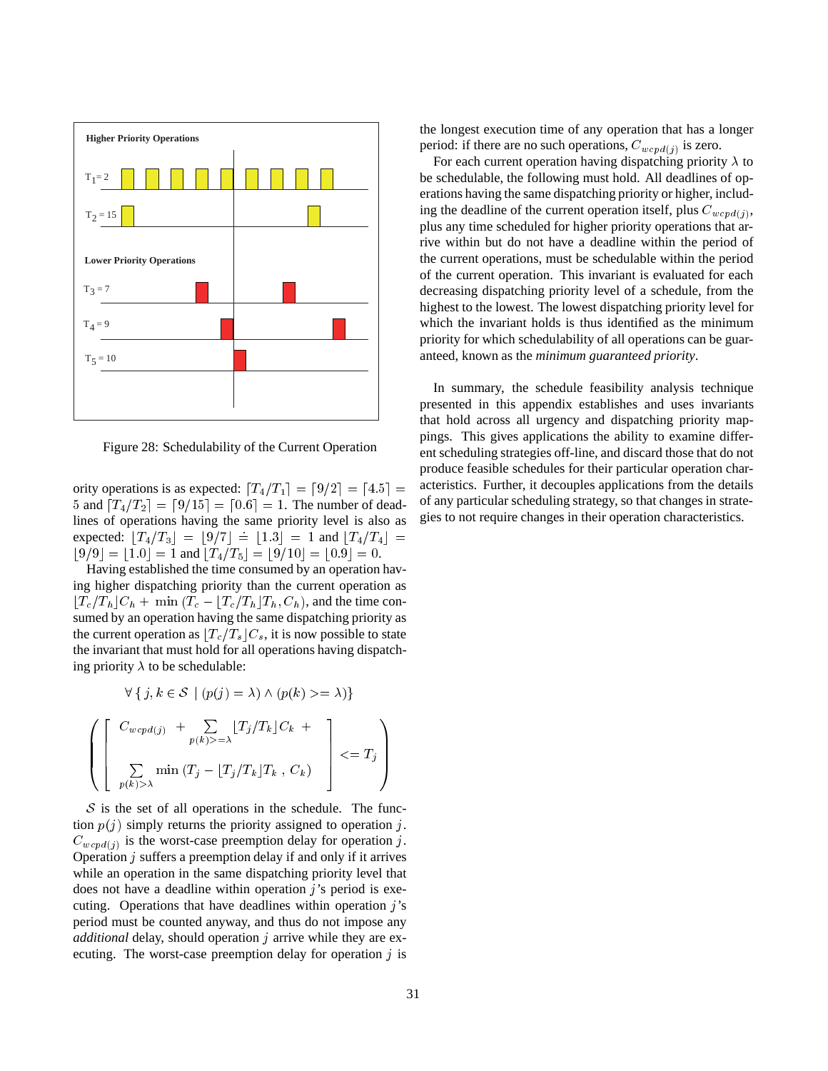Higher Priority Operations

$T_1 = 2$

$T_2 = 15$

Lower Priority Operations

$T_3 = 7$

$T_4 = 9$

$T_5 = 10$

Figure 28: Schedulability of the Current Operation

ority operations is as expected: $\lceil T_4/T_1 \rceil = \lceil 9/2 \rceil = \lceil 4.5 \rceil = 5$ and $\lceil T_4/T_2 \rceil = \lceil 9/15 \rceil = \lceil 0.6 \rceil = 1$. The number of deadlines of operations having the same priority level is also as expected: $\lfloor T_4/T_3 \rfloor = \lfloor 9/7 \rfloor \doteq \lfloor 1.3 \rfloor = 1$ and $\lfloor T_4/T_4 \rfloor = \lfloor 9/9 \rfloor = \lfloor 1.0 \rfloor = 1$ and $\lfloor T_4/T_5 \rfloor = \lfloor 9/10 \rfloor = \lfloor 0.9 \rfloor = 0$.

Having established the time consumed by an operation having higher dispatching priority than the current operation as $\lfloor T_c/T_h \rfloor C_h + \min{(T_c - \lfloor T_c/T_h \rfloor T_h, C_h)}$, and the time consumed by an operation having the same dispatching priority as the current operation as $\lfloor T_c/T_s \rfloor C_s$, it is now possible to state the invariant that must hold for all operations having dispatching priority $\lambda$ to be schedulable:

$$\forall \{ j, k \in \mathcal{S} \mid (p(j) = \lambda) \wedge (p(k) >= \lambda) \}$$

$$\left( \left[ \begin{array}{l} C_{wcpd(j)} + \sum\limits_{p(k) >= \lambda} \lfloor T_j/T_k \rfloor C_k + \\ \\ \sum\limits_{p(k) > \lambda} \min{(T_j - \lfloor T_j/T_k \rfloor T_k \, , \, C_k)} \end{array} \right] <= T_j \right)$$

$\mathcal{S}$ is the set of all operations in the schedule. The function $p(j)$ simply returns the priority assigned to operation $j$. $C_{wcpd(j)}$ is the worst-case preemption delay for operation $j$. Operation $j$ suffers a preemption delay if and only if it arrives while an operation in the same dispatching priority level that does not have a deadline within operation $j$'s period is executing. Operations that have deadlines within operation $j$'s period must be counted anyway, and thus do not impose any *additional* delay, should operation $j$ arrive while they are executing. The worst-case preemption delay for operation $j$ is the longest execution time of any operation that has a longer period: if there are no such operations, $C_{wcpd(j)}$ is zero.

For each current operation having dispatching priority $\lambda$ to be schedulable, the following must hold. All deadlines of operations having the same dispatching priority or higher, including the deadline of the current operation itself, plus $C_{wcpd(j)}$, plus any time scheduled for higher priority operations that arrive within but do not have a deadline within the period of the current operations, must be schedulable within the period of the current operation. This invariant is evaluated for each decreasing dispatching priority level of a schedule, from the highest to the lowest. The lowest dispatching priority level for which the invariant holds is thus identified as the minimum priority for which schedulability of all operations can be guaranteed, known as the *minimum guaranteed priority*.

In summary, the schedule feasibility analysis technique presented in this appendix establishes and uses invariants that hold across all urgency and dispatching priority mappings. This gives applications the ability to examine different scheduling strategies off-line, and discard those that do not produce feasible schedules for their particular operation characteristics. Further, it decouples applications from the details of any particular scheduling strategy, so that changes in strategies to not require changes in their operation characteristics.